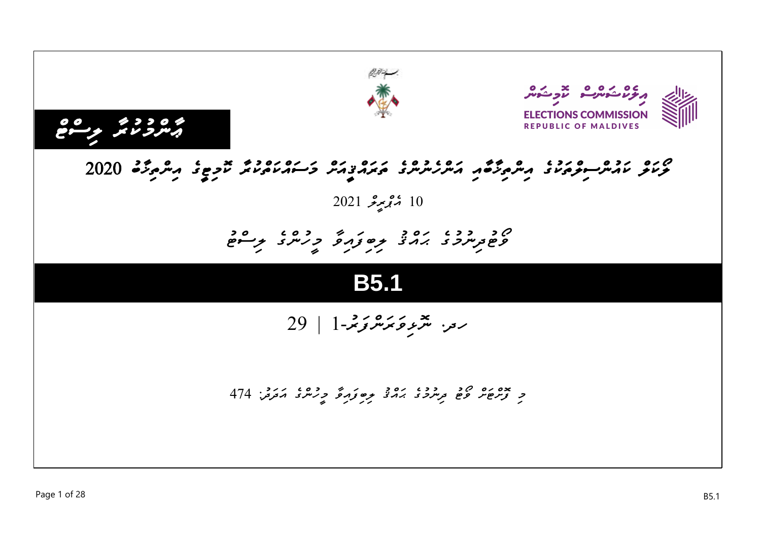ބިސްމިއްލާހިއްރަޙްމާނިއްރަޙީމް

އިލެކްޝަންސް ކޮމިޝަން

ELECTIONS COMMISSION
REPUBLIC OF MALDIVES

# އާންމުކުރާ ލިސްޓް

## ލޯކަލް ކައުންސިލްތަކުގެ އިންތިޚާބާއި އަންހެނުންގެ ތަރައްޤީއަށް މަސައްކަތްކުރާ ކޮމިޓީގެ އިންތިޚާބު 2020

10 އެޕްރީލް 2021

### ވޯޓުދިނުމުގެ ޙައްޤު ލިބިފައިވާ މީހުންގެ ލިސްޓު

# B5.1

## ހދ. ނޭކުރެންދޫ-1 | 29

މި ފޮށްޓަށް ވޯޓު ދިނުމުގެ ޙައްޤު ލިބިފައިވާ މީހުންގެ އަދަދު: 474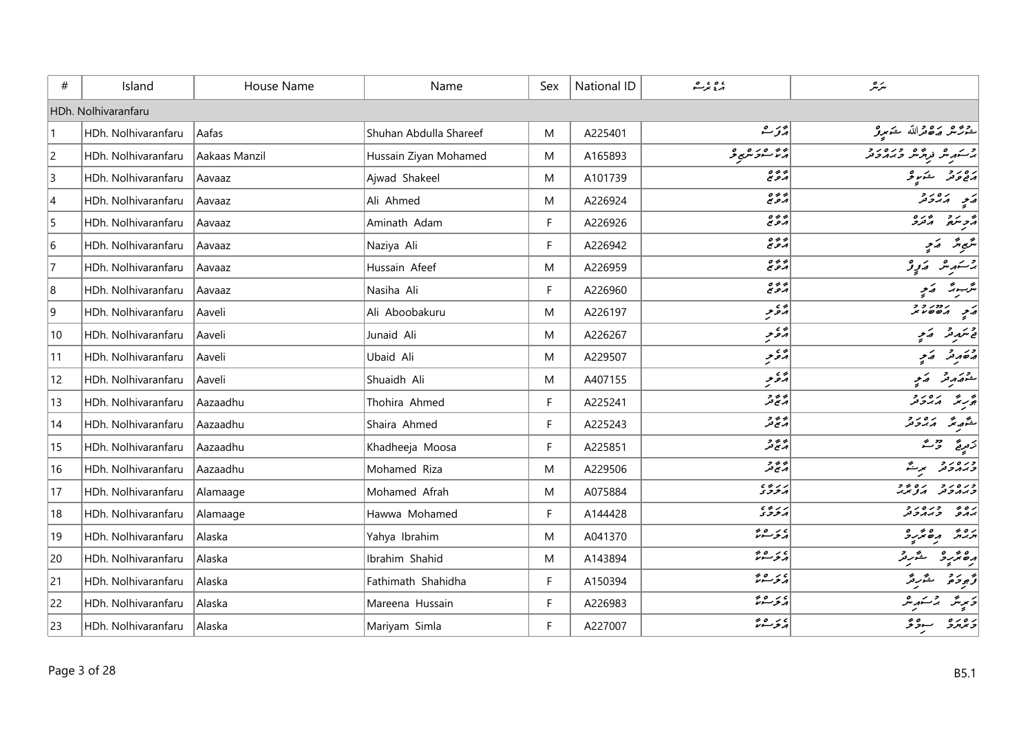| # | Island | House Name | Name | Sex | National ID | ގެއެގުމް | ނަން |
|---|---|---|---|---|---|---|---|
| HDh. Nolhivaranfaru | | | | | | | |
| 1 | HDh. Nolhivaranfaru | Aafas | Shuhan Abdulla Shareef | M | A225401 | އާފަސް | ޝުހާން އަބްދުﷲ ޝަރީފް |
| 2 | HDh. Nolhivaranfaru | Aakaas Manzil | Hussain Ziyan Mohamed | M | A165893 | އާކާސްމަންޒިލް | ޙުސައިން ޒިޔާން މުޙައްމަދު |
| 3 | HDh. Nolhivaranfaru | Aavaaz | Ajwad Shakeel | M | A101739 | އާވާޒް | އަޖްވަދު ޝަކީލް |
| 4 | HDh. Nolhivaranfaru | Aavaaz | Ali Ahmed | M | A226924 | އާވާޒް | އަލި އަޙްމަދު |
| 5 | HDh. Nolhivaranfaru | Aavaaz | Aminath Adam | F | A226926 | އާވާޒް | އާމިނަތު އާދަމް |
| 6 | HDh. Nolhivaranfaru | Aavaaz | Naziya Ali | F | A226942 | އާވާޒް | ނާޒިޔާ އަލި |
| 7 | HDh. Nolhivaranfaru | Aavaaz | Hussain Afeef | M | A226959 | އާވާޒް | ޙުސައިން އަފީފް |
| 8 | HDh. Nolhivaranfaru | Aavaaz | Nasiha Ali | F | A226960 | އާވާޒް | ނާސިހާ އަލި |
| 9 | HDh. Nolhivaranfaru | Aaveli | Ali Aboobakuru | M | A226197 | އާވެލި | އަލި އަބޫބަކުރު |
| 10 | HDh. Nolhivaranfaru | Aaveli | Junaid Ali | M | A226267 | އާވެލި | ޖުނައިދު އަލި |
| 11 | HDh. Nolhivaranfaru | Aaveli | Ubaid Ali | M | A229507 | އާވެލި | އުބައިދު އަލި |
| 12 | HDh. Nolhivaranfaru | Aaveli | Shuaidh Ali | M | A407155 | އާވެލި | ޝުއައިދު އަލި |
| 13 | HDh. Nolhivaranfaru | Aazaadhu | Thohira Ahmed | F | A225241 | އާޒާދު | ޠާހިރާ އަޙްމަދު |
| 14 | HDh. Nolhivaranfaru | Aazaadhu | Shaira Ahmed | F | A225243 | އާޒާދު | ޝާއިރާ އަޙްމަދު |
| 15 | HDh. Nolhivaranfaru | Aazaadhu | Khadheeja Moosa | F | A225851 | އާޒާދު | ޚަދީޖާ މޫސާ |
| 16 | HDh. Nolhivaranfaru | Aazaadhu | Mohamed Riza | M | A229506 | އާޒާދު | މުޙައްމަދު ރިޟާ |
| 17 | HDh. Nolhivaranfaru | Alamaage | Mohamed Afrah | M | A075884 | އަލަމާގެ | މުޙައްމަދު އަފްރާހް |
| 18 | HDh. Nolhivaranfaru | Alamaage | Hawwa Mohamed | F | A144428 | އަލަމާގެ | ހައްވާ މުޙައްމަދު |
| 19 | HDh. Nolhivaranfaru | Alaska | Yahya Ibrahim | M | A041370 | އެލަސްކާ | ޔަޙްޔާ އިބްރާހީމް |
| 20 | HDh. Nolhivaranfaru | Alaska | Ibrahim Shahid | M | A143894 | އެލަސްކާ | އިބްރާހީމް ޝާހިދު |
| 21 | HDh. Nolhivaranfaru | Alaska | Fathimath Shahidha | F | A150394 | އެލަސްކާ | ފާތިމަތު ޝާހިދާ |
| 22 | HDh. Nolhivaranfaru | Alaska | Mareena Hussain | F | A226983 | އެލަސްކާ | މަރީނާ ޙުސައިން |
| 23 | HDh. Nolhivaranfaru | Alaska | Mariyam Simla | F | A227007 | އެލަސްކާ | މަރިޔަމް ސިމްލާ |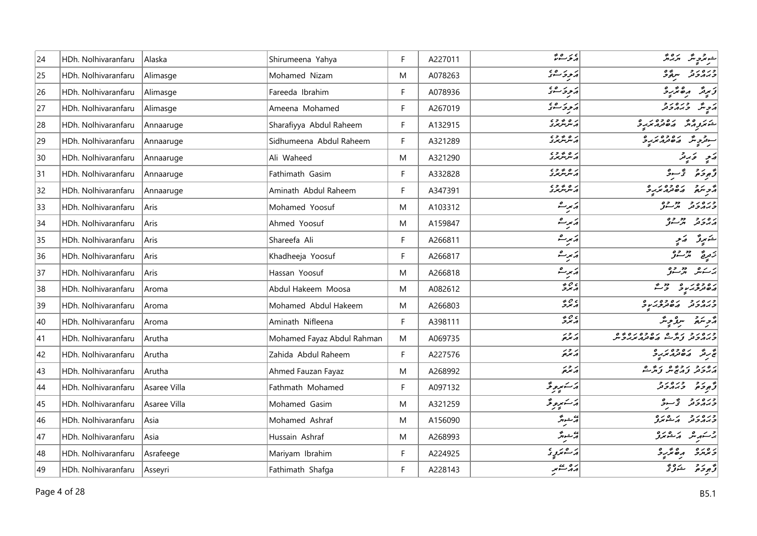| 24 | HDh. Nolhivaranfaru | Alaska | Shirumeena Yahya | F | A227011 | އެލަސްކާ | ޝިރުމީނާ ޔަޙްޔާ |
|---|---|---|---|---|---|---|---|
| 25 | HDh. Nolhivaranfaru | Alimasge | Mohamed Nizam | M | A078263 | އަލިމަސްގެ | މުޙައްމަދު ނިޒާމް |
| 26 | HDh. Nolhivaranfaru | Alimasge | Fareeda Ibrahim | F | A078936 | އަލިމަސްގެ | ފަރީދާ އިބްރާހީމް |
| 27 | HDh. Nolhivaranfaru | Alimasge | Ameena Mohamed | F | A267019 | އަލިމަސްގެ | އަމީނާ މުޙައްމަދު |
| 28 | HDh. Nolhivaranfaru | Annaaruge | Sharafiyya Abdul Raheem | F | A132915 | އަންނާރުގެ | ޝަރަފިއްޔާ އަބްދުއްރަޙީމް |
| 29 | HDh. Nolhivaranfaru | Annaaruge | Sidhumeena Abdul Raheem | F | A321289 | އަންނާރުގެ | ސިދުމީނާ އަބްދުއްރަޙީމް |
| 30 | HDh. Nolhivaranfaru | Annaaruge | Ali Waheed | M | A321290 | އަންނާރުގެ | އަލި ވަޙީދު |
| 31 | HDh. Nolhivaranfaru | Annaaruge | Fathimath Gasim | F | A332828 | އަންނާރުގެ | ފާތިމަތު ޤާސިމް |
| 32 | HDh. Nolhivaranfaru | Annaaruge | Aminath Abdul Raheem | F | A347391 | އަންނާރުގެ | އާމިނަތު އަބްދުއްރަޙީމް |
| 33 | HDh. Nolhivaranfaru | Aris | Mohamed Yoosuf | M | A103312 | އަރިސް | މުޙައްމަދު ޔޫސުފް |
| 34 | HDh. Nolhivaranfaru | Aris | Ahmed Yoosuf | M | A159847 | އަރިސް | އަޙްމަދު ޔޫސުފް |
| 35 | HDh. Nolhivaranfaru | Aris | Shareefa Ali | F | A266811 | އަރިސް | ޝަރީފާ އަލި |
| 36 | HDh. Nolhivaranfaru | Aris | Khadheeja Yoosuf | F | A266817 | އަރިސް | ޚަދީޖާ ޔޫސުފް |
| 37 | HDh. Nolhivaranfaru | Aris | Hassan Yoosuf | M | A266818 | އަރިސް | ޙަސަން ޔޫސުފް |
| 38 | HDh. Nolhivaranfaru | Aroma | Abdul Hakeem Moosa | M | A082612 | އެރޯމާ | އަބްދުލްޙަކީމް މޫސާ |
| 39 | HDh. Nolhivaranfaru | Aroma | Mohamed Abdul Hakeem | M | A266803 | އެރޯމާ | މުޙައްމަދު އަބްދުލްޙަކީމް |
| 40 | HDh. Nolhivaranfaru | Aroma | Aminath Nifleena | F | A398111 | އެރޯމާ | އާމިނަތު ނިފްލީނާ |
| 41 | HDh. Nolhivaranfaru | Arutha | Mohamed Fayaz Abdul Rahman | M | A069735 | އަރުތާ | މުޙައްމަދު ފައްޔާޒް އަބްދުއްރަޙްމާން |
| 42 | HDh. Nolhivaranfaru | Arutha | Zahida Abdul Raheem | F | A227576 | އަރުތާ | ޒާހިދާ އަބްދުއްރަޙީމް |
| 43 | HDh. Nolhivaranfaru | Arutha | Ahmed Fauzan Fayaz | M | A268992 | އަރުތާ | އަޙްމަދު ފައުޒާން ފައްޔާޒް |
| 44 | HDh. Nolhivaranfaru | Asaree Villa | Fathmath Mohamed | F | A097132 | އަސަރީވިލާ | ފާތުމަތު މުޙައްމަދު |
| 45 | HDh. Nolhivaranfaru | Asaree Villa | Mohamed Gasim | M | A321259 | އަސަރީވިލާ | މުޙައްމަދު ޤާސިމް |
| 46 | HDh. Nolhivaranfaru | Asia | Mohamed Ashraf | M | A156090 | އޭޝިއާ | މުޙައްމަދު އަށްރަފް |
| 47 | HDh. Nolhivaranfaru | Asia | Hussain Ashraf | M | A268993 | އޭޝިއާ | ޙުސައިން އަށްރަފް |
| 48 | HDh. Nolhivaranfaru | Asrafeege | Mariyam Ibrahim | F | A224925 | އަސްރަފީގެ | މަރިޔަމް އިބްރާހީމް |
| 49 | HDh. Nolhivaranfaru | Asseyri | Fathimath Shafga | F | A228143 | އައްސޭރި | ފާތިމަތު ޝަފްގާ |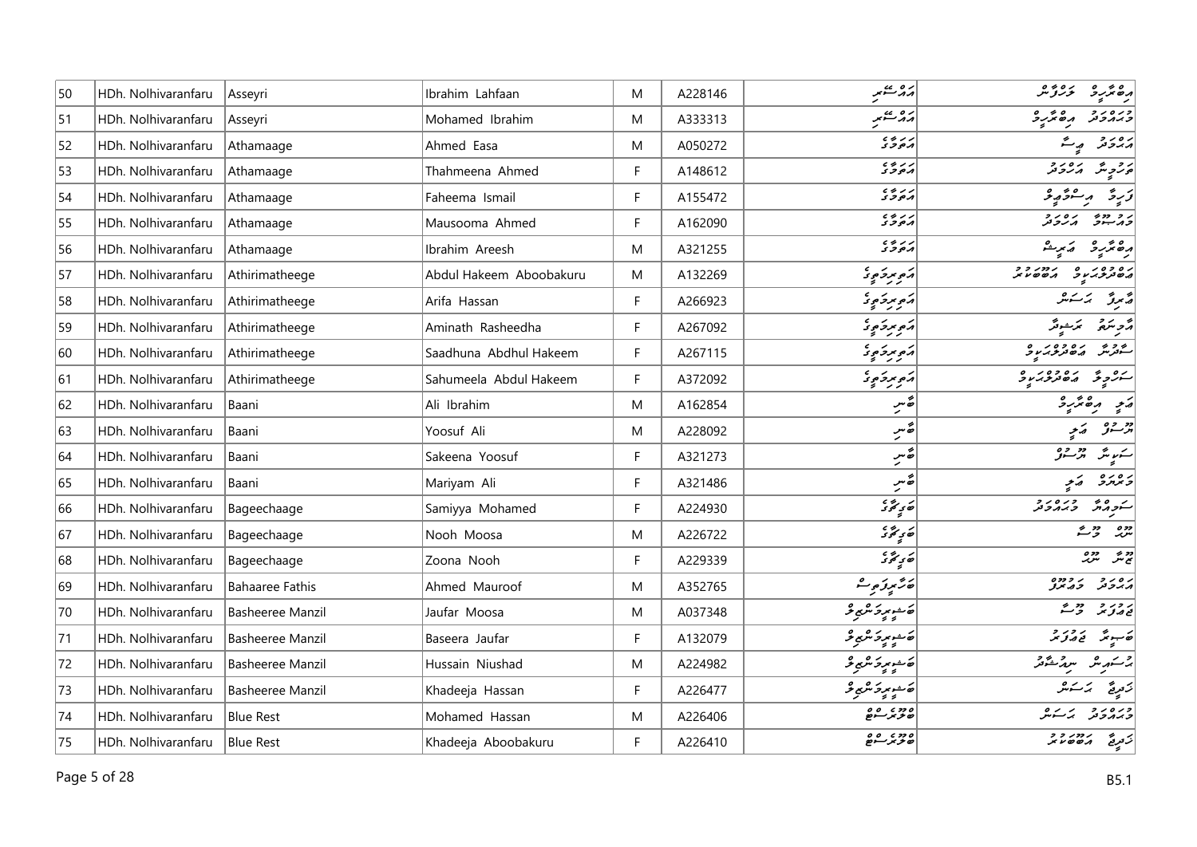| 50 | HDh. Nolhivaranfaru | Asseyri | Ibrahim Lahfaan | M | A228146 | އައްސޭރި | އިބްރާހީމް ލަހްފާން |
|---|---|---|---|---|---|---|---|
| 51 | HDh. Nolhivaranfaru | Asseyri | Mohamed Ibrahim | M | A333313 | އައްސޭރި | މުޙައްމަދު އިބްރާހީމް |
| 52 | HDh. Nolhivaranfaru | Athamaage | Ahmed Easa | M | A050272 | އަތަމާގެ | އަޙްމަދު ޢީސާ |
| 53 | HDh. Nolhivaranfaru | Athamaage | Thahmeena Ahmed | F | A148612 | އަތަމާގެ | ތަހްމީނާ އަޙްމަދު |
| 54 | HDh. Nolhivaranfaru | Athamaage | Faheema Ismail | F | A155472 | އަތަމާގެ | ފަހީމާ އިސްމާޢީލް |
| 55 | HDh. Nolhivaranfaru | Athamaage | Mausooma Ahmed | F | A162090 | އަތަމާގެ | މައުސޫމާ އަޙްމަދު |
| 56 | HDh. Nolhivaranfaru | Athamaage | Ibrahim Areesh | M | A321255 | އަތަމާގެ | އިބްރާހީމް އަރީޝް |
| 57 | HDh. Nolhivaranfaru | Athirimatheege | Abdul Hakeem Aboobakuru | M | A132269 | އަތިރިމަތީގެ | އަބްދުލްޙަކީމް އަބޫބަކުރު |
| 58 | HDh. Nolhivaranfaru | Athirimatheege | Arifa Hassan | F | A266923 | އަތިރިމަތީގެ | އާރިފާ ޙަސަން |
| 59 | HDh. Nolhivaranfaru | Athirimatheege | Aminath Rasheedha | F | A267092 | އަތިރިމަތީގެ | އާމިނަތު ރަޝީދާ |
| 60 | HDh. Nolhivaranfaru | Athirimatheege | Saadhuna Abdhul Hakeem | F | A267115 | އަތިރިމަތީގެ | ސާދުނާ އަބްދުލްޙަކީމް |
| 61 | HDh. Nolhivaranfaru | Athirimatheege | Sahumeela Abdul Hakeem | F | A372092 | އަތިރިމަތީގެ | ސަހުމީލާ އަބްދުލްޙަކީމް |
| 62 | HDh. Nolhivaranfaru | Baani | Ali Ibrahim | M | A162854 | ބާނި | އަލި އިބްރާހީމް |
| 63 | HDh. Nolhivaranfaru | Baani | Yoosuf Ali | M | A228092 | ބާނި | ޔޫސުފު އަލި |
| 64 | HDh. Nolhivaranfaru | Baani | Sakeena Yoosuf | F | A321273 | ބާނި | ސަކީނާ ޔޫސުފު |
| 65 | HDh. Nolhivaranfaru | Baani | Mariyam Ali | F | A321486 | ބާނި | މަރިޔަމް އަލި |
| 66 | HDh. Nolhivaranfaru | Bageechaage | Samiyya Mohamed | F | A224930 | ބަގީޗާގެ | ސަމިއްޔާ މުޙައްމަދު |
| 67 | HDh. Nolhivaranfaru | Bageechaage | Nooh Moosa | M | A226722 | ބަގީޗާގެ | ނޫޙް މޫސާ |
| 68 | HDh. Nolhivaranfaru | Bageechaage | Zoona Nooh | F | A229339 | ބަގީޗާގެ | ޒޫނާ ނޫޙް |
| 69 | HDh. Nolhivaranfaru | Bahaaree Fathis | Ahmed Mauroof | M | A352765 | ބަހާރީފަތިސް | އަޙްމަދު މައުރޫފް |
| 70 | HDh. Nolhivaranfaru | Basheeree Manzil | Jaufar Moosa | M | A037348 | ބަޝީރީމަންޒިލް | ޖައުފަރު މޫސާ |
| 71 | HDh. Nolhivaranfaru | Basheeree Manzil | Baseera Jaufar | F | A132079 | ބަޝީރީމަންޒިލް | ބަސީރާ ޖައުފަރު |
| 72 | HDh. Nolhivaranfaru | Basheeree Manzil | Hussain Niushad | M | A224982 | ބަޝީރީމަންޒިލް | ޙުސައިން ނިއުޝާދު |
| 73 | HDh. Nolhivaranfaru | Basheeree Manzil | Khadeeja Hassan | F | A226477 | ބަޝީރީމަންޒިލް | ޚަދީޖާ ޙަސަން |
| 74 | HDh. Nolhivaranfaru | Blue Rest | Mohamed Hassan | M | A226406 | ބްލޫރެސްޓް | މުޙައްމަދު ޙަސަން |
| 75 | HDh. Nolhivaranfaru | Blue Rest | Khadeeja Aboobakuru | F | A226410 | ބްލޫރެސްޓް | ޚަދީޖާ އަބޫބަކުރު |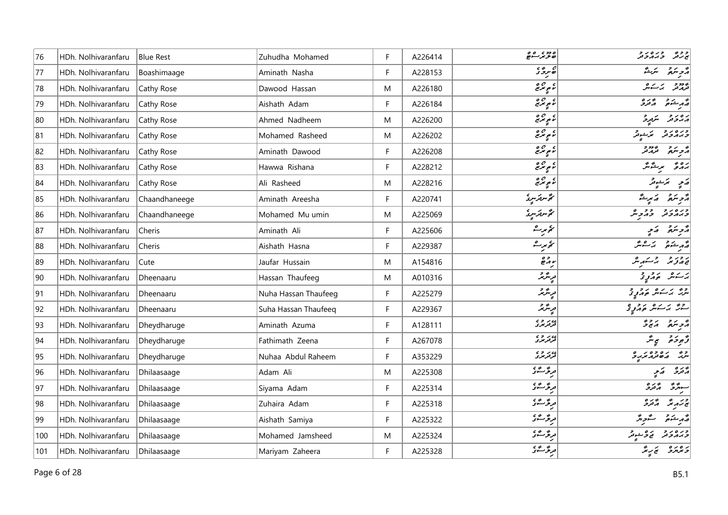| 76 | HDh. Nolhivaranfaru | Blue Rest | Zuhudha Mohamed | F | A226414 | ބްލޫރެސްޓް | ޒުހުދާ މުހައްމަދު |
|---|---|---|---|---|---|---|---|
| 77 | HDh. Nolhivaranfaru | Boashimaage | Aminath Nasha | F | A228153 | ބޯޝިމާގެ | އާމިނަތު ނަޝާ |
| 78 | HDh. Nolhivaranfaru | Cathy Rose | Dawood Hassan | M | A226180 | ކެތީރޯޒް | ދާއޫދު ހަސަން |
| 79 | HDh. Nolhivaranfaru | Cathy Rose | Aishath Adam | F | A226184 | ކެތީރޯޒް | އައިޝަތު އާދަމް |
| 80 | HDh. Nolhivaranfaru | Cathy Rose | Ahmed Nadheem | M | A226200 | ކެތީރޯޒް | އަހްމަދު ނަދީމް |
| 81 | HDh. Nolhivaranfaru | Cathy Rose | Mohamed Rasheed | M | A226202 | ކެތީރޯޒް | މުހައްމަދު ރަޝީދު |
| 82 | HDh. Nolhivaranfaru | Cathy Rose | Aminath Dawood | F | A226208 | ކެތީރޯޒް | އާމިނަތު ދާއޫދު |
| 83 | HDh. Nolhivaranfaru | Cathy Rose | Hawwa Rishana | F | A228212 | ކެތީރޯޒް | ހައްވާ ރިޝާނާ |
| 84 | HDh. Nolhivaranfaru | Cathy Rose | Ali Rasheed | M | A228216 | ކެތީރޯޒް | އަލި ރަޝީދު |
| 85 | HDh. Nolhivaranfaru | Chaandhaneege | Aminath Areesha | F | A220741 | ޗާނދަނީގެ | އާމިނަތު އަރީޝާ |
| 86 | HDh. Nolhivaranfaru | Chaandhaneege | Mohamed Mu umin | M | A225069 | ޗާނދަނީގެ | މުހައްމަދު މުއުމިން |
| 87 | HDh. Nolhivaranfaru | Cheris | Aminath Ali | F | A225606 | ޗެރިސް | އާމިނަތު އަލި |
| 88 | HDh. Nolhivaranfaru | Cheris | Aishath Hasna | F | A229387 | ޗެރިސް | އައިޝަތު ހަސްނާ |
| 89 | HDh. Nolhivaranfaru | Cute | Jaufar Hussain | M | A154816 | ކިއުޓް | ޖައުފަރު ހުސައިން |
| 90 | HDh. Nolhivaranfaru | Dheenaaru | Hassan Thaufeeg | M | A010316 | ދީނާރު | ހަސަން ތައުފީގު |
| 91 | HDh. Nolhivaranfaru | Dheenaaru | Nuha Hassan Thaufeeg | F | A225279 | ދީނާރު | ނުހާ ހަސަން ތައުފީގު |
| 92 | HDh. Nolhivaranfaru | Dheenaaru | Suha Hassan Thaufeeq | F | A229367 | ދީނާރު | ސުހާ ހަސަން ތައުފީޤު |
| 93 | HDh. Nolhivaranfaru | Dheydharuge | Aminath Azuma | F | A128111 | ދޭދަރުގެ | އާމިނަތު އަޒުމާ |
| 94 | HDh. Nolhivaranfaru | Dheydharuge | Fathimath Zeena | F | A267078 | ދޭދަރުގެ | ފާތިމަތު ޒީނާ |
| 95 | HDh. Nolhivaranfaru | Dheydharuge | Nuhaa Abdul Raheem | F | A353229 | ދޭދަރުގެ | ނުހާ އަބްދުއްރަޙީމް |
| 96 | HDh. Nolhivaranfaru | Dhilaasaage | Adam Ali | M | A225308 | ދިލާސާގެ | އާދަމް އަލި |
| 97 | HDh. Nolhivaranfaru | Dhilaasaage | Siyama Adam | F | A225314 | ދިލާސާގެ | ސިޔާމާ އާދަމް |
| 98 | HDh. Nolhivaranfaru | Dhilaasaage | Zuhaira Adam | F | A225318 | ދިލާސާގެ | ޒުހައިރާ އާދަމް |
| 99 | HDh. Nolhivaranfaru | Dhilaasaage | Aishath Samiya | F | A225322 | ދިލާސާގެ | އައިޝަތު ސާމިޔާ |
| 100 | HDh. Nolhivaranfaru | Dhilaasaage | Mohamed Jamsheed | M | A225324 | ދިލާސާގެ | މުހައްމަދު ޖަމްޝީދު |
| 101 | HDh. Nolhivaranfaru | Dhilaasaage | Mariyam Zaheera | F | A225328 | ދިލާސާގެ | މަރިޔަމް ޒަހީރާ |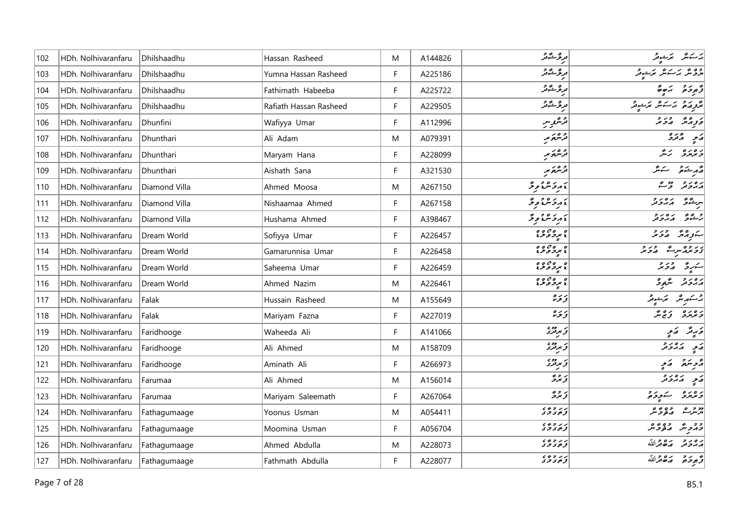| 102 | HDh. Nolhivaranfaru | Dhilshaadhu | Hassan Rasheed | M | A144826 | ދިލްޝާދު | ހަސަން ރަޝީދު |
|---|---|---|---|---|---|---|---|
| 103 | HDh. Nolhivaranfaru | Dhilshaadhu | Yumna Hassan Rasheed | F | A225186 | ދިލްޝާދު | ޔުމްނާ ހަސަން ރަޝީދު |
| 104 | HDh. Nolhivaranfaru | Dhilshaadhu | Fathimath Habeeba | F | A225722 | ދިލްޝާދު | ފާތިމަތު ހަބީބާ |
| 105 | HDh. Nolhivaranfaru | Dhilshaadhu | Rafiath Hassan Rasheed | F | A229505 | ދިލްޝާދު | ރާފިއަތު ހަސަން ރަޝީދު |
| 106 | HDh. Nolhivaranfaru | Dhunfini | Wafiyya Umar | F | A112996 | ދުންފިނި | ވަފިއްޔާ އުމަރު |
| 107 | HDh. Nolhivaranfaru | Dhunthari | Ali Adam | M | A079391 | ދުންތަރި | އަލި އާދަމް |
| 108 | HDh. Nolhivaranfaru | Dhunthari | Maryam Hana | F | A228099 | ދުންތަރި | މަރްޔަމް ހަނާ |
| 109 | HDh. Nolhivaranfaru | Dhunthari | Aishath Sana | F | A321530 | ދުންތަރި | އާއިޝަތު ސަނާ |
| 110 | HDh. Nolhivaranfaru | Diamond Villa | Ahmed Moosa | M | A267150 | ޑައިމަންޑް ވިލާ | އަހުމަދު މޫސާ |
| 111 | HDh. Nolhivaranfaru | Diamond Villa | Nishaamaa Ahmed | F | A267158 | ޑައިމަންޑް ވިލާ | ނިޝާމާ އަހުމަދު |
| 112 | HDh. Nolhivaranfaru | Diamond Villa | Hushama Ahmed | F | A398467 | ޑައިމަންޑް ވިލާ | ހުޝާމާ އަހުމަދު |
| 113 | HDh. Nolhivaranfaru | Dream World | Sofiyya Umar | F | A226457 | ޑްރީމްވޯލްޑް | ސޯފިއްޔާ އުމަރު |
| 114 | HDh. Nolhivaranfaru | Dream World | Gamarunnisa Umar | F | A226458 | ޑްރީމްވޯލްޑް | ގަމަރުންނިސާ އުމަރު |
| 115 | HDh. Nolhivaranfaru | Dream World | Saheema Umar | F | A226459 | ޑްރީމްވޯލްޑް | ސަހީމާ އުމަރު |
| 116 | HDh. Nolhivaranfaru | Dream World | Ahmed Nazim | M | A226461 | ޑްރީމްވޯލްޑް | އަހުމަދު ނާޒިމް |
| 117 | HDh. Nolhivaranfaru | Falak | Hussain Rasheed | M | A155649 | ފަލަކް | ހުސައިން ރަޝީދު |
| 118 | HDh. Nolhivaranfaru | Falak | Mariyam Fazna | F | A227019 | ފަލަކް | މަރިޔަމް ފަޒްނާ |
| 119 | HDh. Nolhivaranfaru | Faridhooge | Waheeda Ali | F | A141066 | ފަރިދޫގެ | ވަހީދާ އަލި |
| 120 | HDh. Nolhivaranfaru | Faridhooge | Ali Ahmed | M | A158709 | ފަރިދޫގެ | އަލި އަހުމަދު |
| 121 | HDh. Nolhivaranfaru | Faridhooge | Aminath Ali | F | A266973 | ފަރިދޫގެ | އާމިނަތު އަލި |
| 122 | HDh. Nolhivaranfaru | Farumaa | Ali Ahmed | M | A156014 | ފަރުމާ | އަލި އަހުމަދު |
| 123 | HDh. Nolhivaranfaru | Farumaa | Mariyam Saleemath | F | A267064 | ފަރުމާ | މަރިޔަމް ސަލީމަތު |
| 124 | HDh. Nolhivaranfaru | Fathagumaage | Yoonus Usman | M | A054411 | ފަތަގުމާގެ | ޔޫނުސް އުސްމާން |
| 125 | HDh. Nolhivaranfaru | Fathagumaage | Moomina Usman | F | A056704 | ފަތަގުމާގެ | މޫމިނާ އުސްމާން |
| 126 | HDh. Nolhivaranfaru | Fathagumaage | Ahmed Abdulla | M | A228073 | ފަތަގުމާގެ | އަހުމަދު އަބްދުﷲ |
| 127 | HDh. Nolhivaranfaru | Fathagumaage | Fathmath Abdulla | F | A228077 | ފަތަގުމާގެ | ފާތިމަތު އަބްދުﷲ |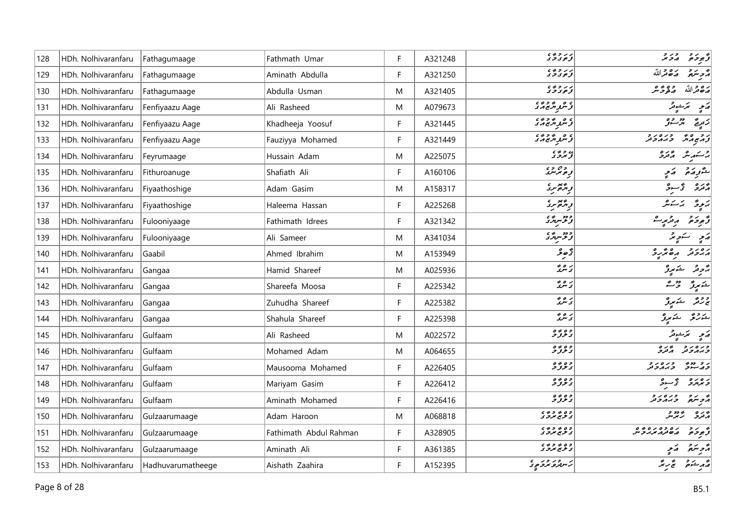| 128 | HDh. Nolhivaranfaru | Fathagumaage | Fathmath Umar | F | A321248 | ފަތަގުމާގެ | ފާތިމަތު ޢުމަރު |
|---|---|---|---|---|---|---|---|
| 129 | HDh. Nolhivaranfaru | Fathagumaage | Aminath Abdulla | F | A321250 | ފަތަގުމާގެ | އާމިނަތު އަބްދުﷲ |
| 130 | HDh. Nolhivaranfaru | Fathagumaage | Abdulla Usman | M | A321405 | ފަތަގުމާގެ | އަބްދުﷲ ޢުثްމާން |
| 131 | HDh. Nolhivaranfaru | Fenfiyaazu Aage | Ali Rasheed | M | A079673 | ފެންފިޔާޒުއާގެ | އަލި ރަޝީދު |
| 132 | HDh. Nolhivaranfaru | Fenfiyaazu Aage | Khadheeja Yoosuf | F | A321445 | ފެންފިޔާޒުއާގެ | ޚަދީޖާ ޔޫސުފް |
| 133 | HDh. Nolhivaranfaru | Fenfiyaazu Aage | Fauziyya Mohamed | F | A321449 | ފެންފިޔާޒުއާގެ | ފައުޒިއްޔާ މުހައްމަދު |
| 134 | HDh. Nolhivaranfaru | Feyrumaage | Hussain Adam | M | A225075 | ފޭރުމާގެ | ހުސައިން އާދަމް |
| 135 | HDh. Nolhivaranfaru | Fithuroanuge | Shafiath Ali | F | A160106 | ފިތުރޯނުގެ | ޝަފީޢަތު އަލި |
| 136 | HDh. Nolhivaranfaru | Fiyaathoshige | Adam Gasim | M | A158317 | ފިޔާތޮށިގެ | އާދަމް ޤާސިމު |
| 137 | HDh. Nolhivaranfaru | Fiyaathoshige | Haleema Hassan | F | A225268 | ފިޔާތޮށިގެ | ހަލީމާ ހަސަން |
| 138 | HDh. Nolhivaranfaru | Fulooniyaage | Fathimath Idrees | F | A321342 | ފުލޫނިޔާގެ | ފާތިމަތު އިދްރީސް |
| 139 | HDh. Nolhivaranfaru | Fulooniyaage | Ali Sameer | M | A341034 | ފުލޫނިޔާގެ | އަލި ސަމީރު |
| 140 | HDh. Nolhivaranfaru | Gaabil | Ahmed Ibrahim | M | A153949 | ގާބިލް | އަޙްމަދު އިބްރާހީމް |
| 141 | HDh. Nolhivaranfaru | Gangaa | Hamid Shareef | M | A025936 | ގަންގާ | ހާމިދު ޝަރީފް |
| 142 | HDh. Nolhivaranfaru | Gangaa | Shareefa Moosa | F | A225342 | ގަންގާ | ޝަރީފާ މޫސާ |
| 143 | HDh. Nolhivaranfaru | Gangaa | Zuhudha Shareef | F | A225382 | ގަންގާ | ޒުހުދާ ޝަރީފް |
| 144 | HDh. Nolhivaranfaru | Gangaa | Shahula Shareef | F | A225398 | ގަންގާ | ޝަހުލާ ޝަރީފް |
| 145 | HDh. Nolhivaranfaru | Gulfaam | Ali Rasheed | M | A022572 | ގުލްފާމް | އަލި ރަޝީދު |
| 146 | HDh. Nolhivaranfaru | Gulfaam | Mohamed Adam | M | A064655 | ގުލްފާމް | މުހައްމަދު އާދަމް |
| 147 | HDh. Nolhivaranfaru | Gulfaam | Mausooma Mohamed | F | A226405 | ގުލްފާމް | މައުޞޫމާ މުހައްމަދު |
| 148 | HDh. Nolhivaranfaru | Gulfaam | Mariyam Gasim | F | A226412 | ގުލްފާމް | މަރިޔަމް ޤާސިމު |
| 149 | HDh. Nolhivaranfaru | Gulfaam | Aminath Mohamed | F | A226416 | ގުލްފާމް | އާމިނަތު މުހައްމަދު |
| 150 | HDh. Nolhivaranfaru | Gulzaarumaage | Adam Haroon | M | A068818 | ގުލްޒާރުމާގެ | އާދަމް ހާރޫނު |
| 151 | HDh. Nolhivaranfaru | Gulzaarumaage | Fathimath Abdul Rahman | F | A328905 | ގުލްޒާރުމާގެ | ފާތިމަތު އަބްދުއްރަޙްމާން |
| 152 | HDh. Nolhivaranfaru | Gulzaarumaage | Aminath Ali | F | A361385 | ގުލްޒާރުމާގެ | އާމިނަތު އަލި |
| 153 | HDh. Nolhivaranfaru | Hadhuvarumatheege | Aishath Zaahira | F | A152395 | ހަދުވަރުމަތީގެ | ޢާއިޝަތު ޒާހިރާ |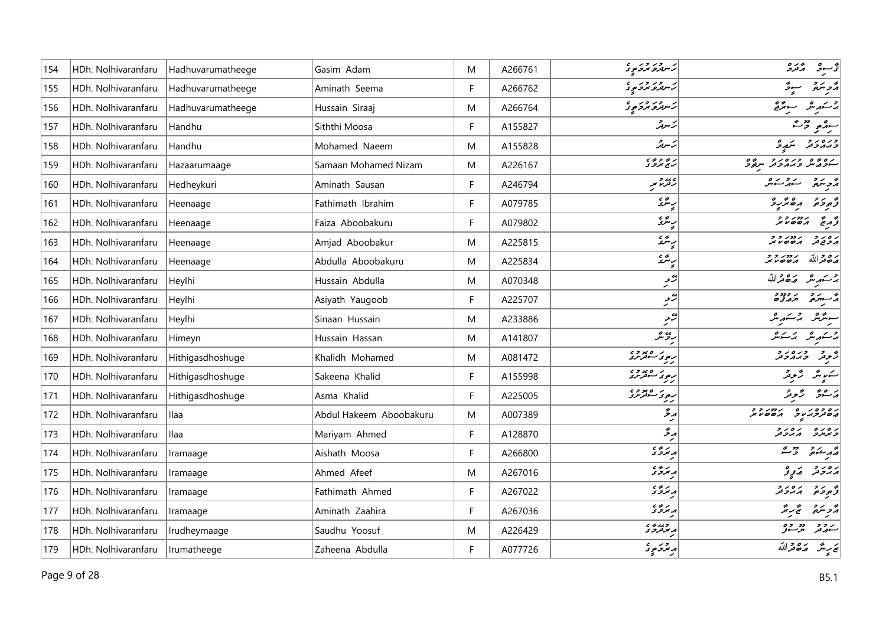| 154 | HDh. Nolhivaranfaru | Hadhuvarumatheege | Gasim Adam | M | A266761 | ހަދުވަރުމަތީގެ | ޤާސިމް އާދަމް |
|---|---|---|---|---|---|---|---|
| 155 | HDh. Nolhivaranfaru | Hadhuvarumatheege | Aminath Seema | F | A266762 | ހަދުވަރުމަތީގެ | އާމިނަތު ސީމާ |
| 156 | HDh. Nolhivaranfaru | Hadhuvarumatheege | Hussain Siraaj | M | A266764 | ހަދުވަރުމަތީގެ | ހުސައިން ސިރާޖު |
| 157 | HDh. Nolhivaranfaru | Handhu | Siththi Moosa | F | A155827 | ހަނދު | ސިއްތި މޫސާ |
| 158 | HDh. Nolhivaranfaru | Handhu | Mohamed Naeem | M | A155828 | ހަނދު | މުހައްމަދު ނައީމް |
| 159 | HDh. Nolhivaranfaru | Hazaarumaage | Samaan Mohamed Nizam | M | A226167 | ހަޒާރުމާގެ | ސަމްއާން މުހައްމަދު ނިޒާމް |
| 160 | HDh. Nolhivaranfaru | Hedheykuri | Aminath Sausan | F | A246794 | ހެދޭކުރި | އާމިނަތު ސައުސަން |
| 161 | HDh. Nolhivaranfaru | Heenaage | Fathimath Ibrahim | F | A079785 | ހީނާގެ | ފާތިމަތު އިބްރާހީމް |
| 162 | HDh. Nolhivaranfaru | Heenaage | Faiza Aboobakuru | F | A079802 | ހީނާގެ | ފާއިޒާ އަބޫބަކުރު |
| 163 | HDh. Nolhivaranfaru | Heenaage | Amjad Aboobakur | M | A225815 | ހީނާގެ | އަމްޖަދު އަބޫބަކުރު |
| 164 | HDh. Nolhivaranfaru | Heenaage | Abdulla Aboobakuru | M | A225834 | ހީނާގެ | އަބްދުﷲ އަބޫބަކުރު |
| 165 | HDh. Nolhivaranfaru | Heylhi | Hussain Abdulla | M | A070348 | ހޭޅި | ހުސައިން އަބްދުﷲ |
| 166 | HDh. Nolhivaranfaru | Heylhi | Asiyath Yaugoob | F | A225707 | ހޭޅި | އާސިޔަތު ޔައުޤޫބު |
| 167 | HDh. Nolhivaranfaru | Heylhi | Sinaan Hussain | M | A233886 | ހޭޅި | ސިނާން ހުސައިން |
| 168 | HDh. Nolhivaranfaru | Himeyn | Hussain Hassan | M | A141807 | ހިމޭން | ހުސައިން ހަސަން |
| 169 | HDh. Nolhivaranfaru | Hithigasdhoshuge | Khalidh Mohamed | M | A081472 | ހިތިގަސްދޮށުގެ | ޚާލިދު މުހައްމަދު |
| 170 | HDh. Nolhivaranfaru | Hithigasdhoshuge | Sakeena Khalid | F | A155998 | ހިތިގަސްދޮށުގެ | ސަކީނާ ޚާލިދު |
| 171 | HDh. Nolhivaranfaru | Hithigasdhoshuge | Asma Khalid | F | A225005 | ހިތިގަސްދޮށުގެ | އަސްމާ ޚާލިދު |
| 172 | HDh. Nolhivaranfaru | Ilaa | Abdul Hakeem Aboobakuru | M | A007389 | އިލާ | އަބްދުލްޙަކީމް އަބޫބަކުރު |
| 173 | HDh. Nolhivaranfaru | Ilaa | Mariyam Ahmed | F | A128870 | އިލާ | މަރިޔަމް އަޙްމަދު |
| 174 | HDh. Nolhivaranfaru | Iramaage | Aishath Moosa | F | A266800 | އިރަމާގެ | އައިށަތު މޫސާ |
| 175 | HDh. Nolhivaranfaru | Iramaage | Ahmed Afeef | M | A267016 | އިރަމާގެ | އަޙްމަދު އަފީފް |
| 176 | HDh. Nolhivaranfaru | Iramaage | Fathimath Ahmed | F | A267022 | އިރަމާގެ | ފާތިމަތު އަޙްމަދު |
| 177 | HDh. Nolhivaranfaru | Iramaage | Aminath Zaahira | F | A267036 | އިރަމާގެ | އާމިނަތު ޒާހިރާ |
| 178 | HDh. Nolhivaranfaru | Irudheymaage | Saudhu Yoosuf | M | A226429 | އިރުދޭމާގެ | ސައުދު ޔޫސުފް |
| 179 | HDh. Nolhivaranfaru | Irumatheege | Zaheena Abdulla | F | A077726 | އިރުމަތީގެ | ޒަހީނާ އަބްދުﷲ |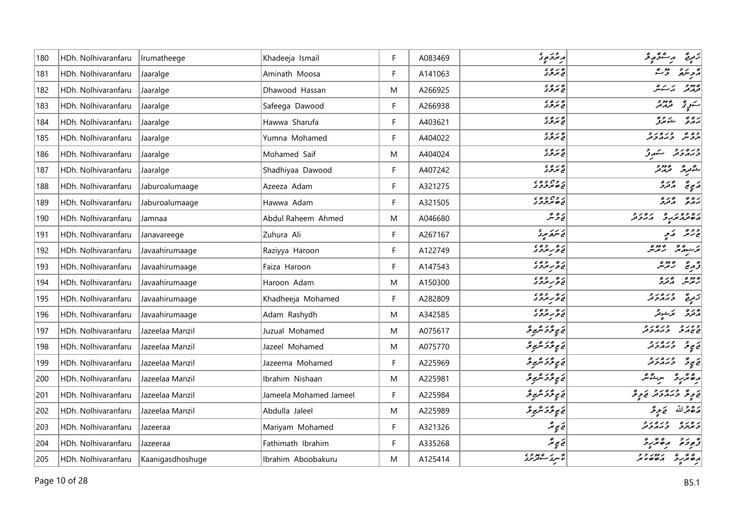| 180 | HDh. Nolhivaranfaru | Irumatheege | Khadeeja Ismail | F | A083469 | މިރުމަތީގެ | ޚަދީޖާ އިސްމާއީލް |
|---|---|---|---|---|---|---|---|
| 181 | HDh. Nolhivaranfaru | Jaaralge | Aminath Moosa | F | A141063 | ޖާރަލްގެ | އާމިނަތު މޫސާ |
| 182 | HDh. Nolhivaranfaru | Jaaralge | Dhawood Hassan | M | A266925 | ޖާރަލްގެ | ދާއޫދު ހަސަން |
| 183 | HDh. Nolhivaranfaru | Jaaralge | Safeega Dawood | F | A266938 | ޖާރަލްގެ | ސަފީގާ ދާއޫދު |
| 184 | HDh. Nolhivaranfaru | Jaaralge | Hawwa Sharufa | F | A403621 | ޖާރަލްގެ | ހައްވާ ޝަރުފާ |
| 185 | HDh. Nolhivaranfaru | Jaaralge | Yumna Mohamed | F | A404022 | ޖާރަލްގެ | ޔުމްނާ މުހައްމަދު |
| 186 | HDh. Nolhivaranfaru | Jaaralge | Mohamed Saif | M | A404024 | ޖާރަލްގެ | މުހައްމަދު ސައިފް |
| 187 | HDh. Nolhivaranfaru | Jaaralge | Shadhiyaa Dawood | F | A407242 | ޖާރަލްގެ | ޝާދިޔާ ދާއޫދު |
| 188 | HDh. Nolhivaranfaru | Jaburoalumaage | Azeeza Adam | F | A321275 | ޖަބުރޯލުމާގެ | އަޒީޒާ އާދަމް |
| 189 | HDh. Nolhivaranfaru | Jaburoalumaage | Hawwa Adam | F | A321505 | ޖަބުރޯލުމާގެ | ހައްވާ އާދަމް |
| 190 | HDh. Nolhivaranfaru | Jamnaa | Abdul Raheem Ahmed | M | A046680 | ޖަމްނާ | އަބްދުއްރަހީމް އަހްމަދު |
| 191 | HDh. Nolhivaranfaru | Janavareege | Zuhura Ali | F | A267167 | ޖަނަވަރީގެ | ޒުހުރާ އަލި |
| 192 | HDh. Nolhivaranfaru | Javaahirumaage | Raziyya Haroon | F | A122749 | ޖަވާހިރުމާގެ | ރަޟިއްޔާ ހާރޫން |
| 193 | HDh. Nolhivaranfaru | Javaahirumaage | Faiza Haroon | F | A147543 | ޖަވާހިރުމާގެ | ފާއިޒާ ހާރޫން |
| 194 | HDh. Nolhivaranfaru | Javaahirumaage | Haroon Adam | M | A150300 | ޖަވާހިރުމާގެ | ހާރޫން އާދަމް |
| 195 | HDh. Nolhivaranfaru | Javaahirumaage | Khadheeja Mohamed | F | A282809 | ޖަވާހިރުމާގެ | ޚަދީޖާ މުހައްމަދު |
| 196 | HDh. Nolhivaranfaru | Javaahirumaage | Adam Rashydh | M | A342585 | ޖަވާހިރުމާގެ | އާދަމް ރަޝީދު |
| 197 | HDh. Nolhivaranfaru | Jazeelaa Manzil | Juzual Mohamed | M | A075617 | ޖަޒީލާމަންޒިލް | ޖުޒުއަލް މުހައްމަދު |
| 198 | HDh. Nolhivaranfaru | Jazeelaa Manzil | Jazeel Mohamed | M | A075770 | ޖަޒީލާމަންޒިލް | ޖަޒީލް މުހައްމަދު |
| 199 | HDh. Nolhivaranfaru | Jazeelaa Manzil | Jazeema Mohamed | F | A225969 | ޖަޒީލާމަންޒިލް | ޖަޒީމާ މުހައްމަދު |
| 200 | HDh. Nolhivaranfaru | Jazeelaa Manzil | Ibrahim Nishaan | M | A225981 | ޖަޒީލާމަންޒިލް | އިބްރާހީމް ނިޝާން |
| 201 | HDh. Nolhivaranfaru | Jazeelaa Manzil | Jameela Mohamed Jameel | F | A225984 | ޖަޒީލާމަންޒިލް | ޖަމީލާ މުހައްމަދު ޖަމީލް |
| 202 | HDh. Nolhivaranfaru | Jazeelaa Manzil | Abdulla Jaleel | M | A225989 | ޖަޒީލާމަންޒިލް | އަބްދުﷲ ޖަލީލް |
| 203 | HDh. Nolhivaranfaru | Jazeeraa | Mariyam Mohamed | F | A321326 | ޖަޒީރާ | މަރިޔަމް މުހައްމަދު |
| 204 | HDh. Nolhivaranfaru | Jazeeraa | Fathimath Ibrahim | F | A335268 | ޖަޒީރާ | ފާތިމަތު އިބްރާހީމް |
| 205 | HDh. Nolhivaranfaru | Kaanigasdhoshuge | Ibrahim Aboobakuru | M | A125414 | ކާނިގަސްދޮށުގެ | އިބްރާހީމް އަބޫބަކުރު |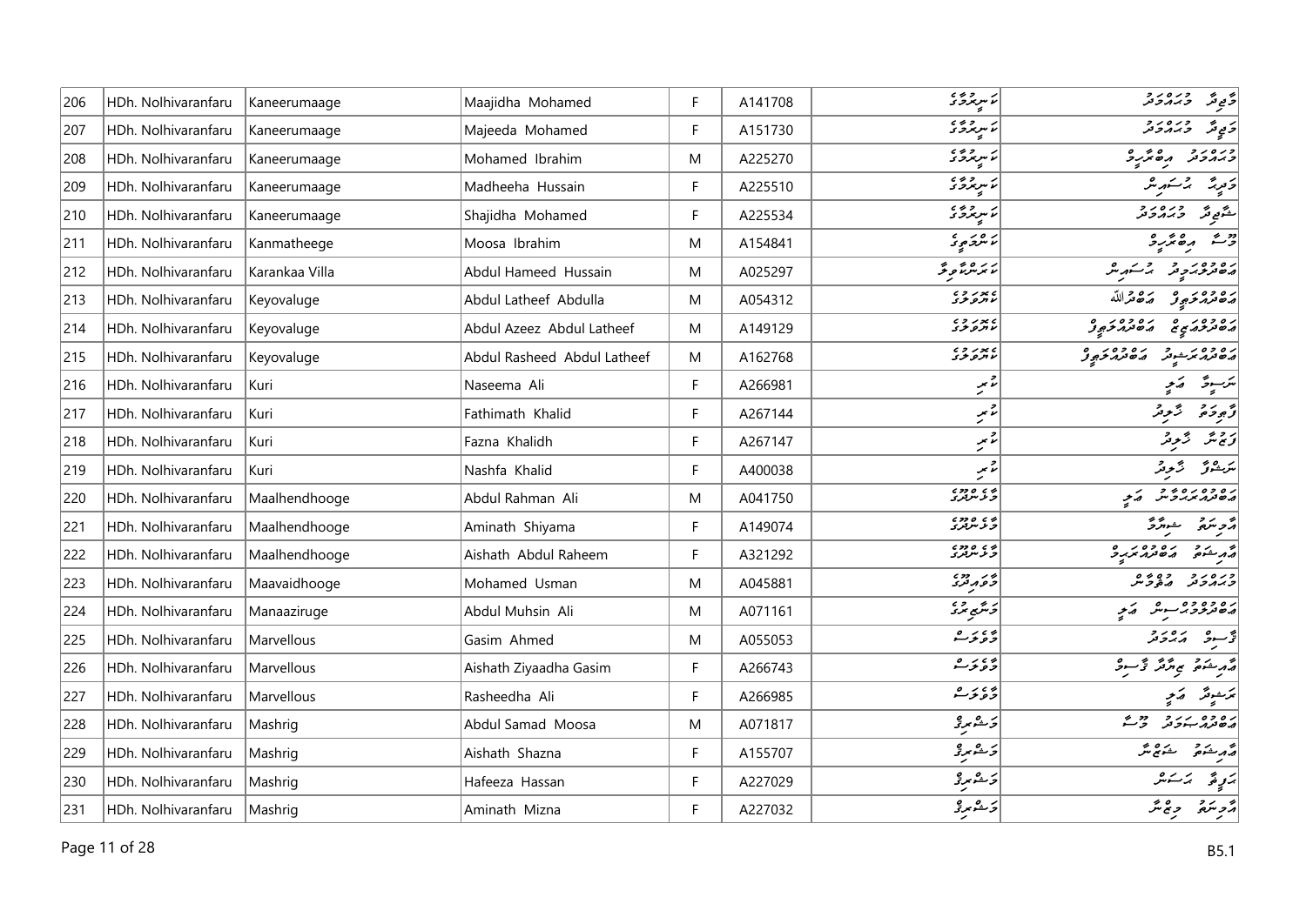| 206 | HDh. Nolhivaranfaru | Kaneerumaage | Maajidha Mohamed | F | A141708 | ކަނީރުމާގެ | މާޖިދާ މުހައްމަދު |
|---|---|---|---|---|---|---|---|
| 207 | HDh. Nolhivaranfaru | Kaneerumaage | Majeeda Mohamed | F | A151730 | ކަނީރުމާގެ | މަޖީދާ މުހައްމަދު |
| 208 | HDh. Nolhivaranfaru | Kaneerumaage | Mohamed Ibrahim | M | A225270 | ކަނީރުމާގެ | މުހައްމަދު އިބްރާހީމް |
| 209 | HDh. Nolhivaranfaru | Kaneerumaage | Madheeha Hussain | F | A225510 | ކަނީރުމާގެ | މަދީހާ ހުސައިން |
| 210 | HDh. Nolhivaranfaru | Kaneerumaage | Shajidha Mohamed | F | A225534 | ކަނީރުމާގެ | ޝާޖިދާ މުހައްމަދު |
| 211 | HDh. Nolhivaranfaru | Kanmatheege | Moosa Ibrahim | M | A154841 | ކަންމަތީގެ | މޫސާ އިބްރާހީމް |
| 212 | HDh. Nolhivaranfaru | Karankaa Villa | Abdul Hameed Hussain | M | A025297 | ކަރަންކާވިލާ | އަބްދުލްހަމީދު ހުސައިން |
| 213 | HDh. Nolhivaranfaru | Keyovaluge | Abdul Latheef Abdulla | M | A054312 | ކެޔޮވަލުގެ | އަބްދުއްލަޠީފު އަބްދުﷲ |
| 214 | HDh. Nolhivaranfaru | Keyovaluge | Abdul Azeez Abdul Latheef | M | A149129 | ކެޔޮވަލުގެ | އަބްދުލްޢަޒީޒް އަބްދުއްލަޠީފު |
| 215 | HDh. Nolhivaranfaru | Keyovaluge | Abdul Rasheed Abdul Latheef | M | A162768 | ކެޔޮވަލުގެ | އަބްދުއްރަޝީދު އަބްދުއްލަޠީފު |
| 216 | HDh. Nolhivaranfaru | Kuri | Naseema Ali | F | A266981 | ކުރި | ނަސީމާ އަލި |
| 217 | HDh. Nolhivaranfaru | Kuri | Fathimath Khalid | F | A267144 | ކުރި | ފާތިމަތު ޚާލިދު |
| 218 | HDh. Nolhivaranfaru | Kuri | Fazna Khalidh | F | A267147 | ކުރި | ފަޒްނާ ޚާލިދު |
| 219 | HDh. Nolhivaranfaru | Kuri | Nashfa Khalid | F | A400038 | ކުރި | ނަޝްފާ ޚާލިދު |
| 220 | HDh. Nolhivaranfaru | Maalhendhooge | Abdul Rahman Ali | M | A041750 | މާޅެންދޫގެ | އަބްދުއްރަޙްމާން އަލި |
| 221 | HDh. Nolhivaranfaru | Maalhendhooge | Aminath Shiyama | F | A149074 | މާޅެންދޫގެ | އާމިނަތު ޝިޔާމާ |
| 222 | HDh. Nolhivaranfaru | Maalhendhooge | Aishath Abdul Raheem | F | A321292 | މާޅެންދޫގެ | އާއިޝަތު އަބްދުއްރަޙީމް |
| 223 | HDh. Nolhivaranfaru | Maavaidhooge | Mohamed Usman | M | A045881 | މާވައިދޫގެ | މުހައްމަދު ޢުޘްމާން |
| 224 | HDh. Nolhivaranfaru | Manaaziruge | Abdul Muhsin Ali | M | A071161 | މަނާޒިރުގެ | އަބްދުލްމުޙްސިން އަލި |
| 225 | HDh. Nolhivaranfaru | Marvellous | Gasim Ahmed | M | A055053 | މާވެލަސް | ޤާސިމް އަޙްމަދު |
| 226 | HDh. Nolhivaranfaru | Marvellous | Aishath Ziyaadha Gasim | F | A266743 | މާވެލަސް | އާއިޝަތު ޒިޔާދާ ޤާސިމް |
| 227 | HDh. Nolhivaranfaru | Marvellous | Rasheedha Ali | F | A266985 | މާވެލަސް | ރަޝީދާ އަލި |
| 228 | HDh. Nolhivaranfaru | Mashrig | Abdul Samad Moosa | M | A071817 | މަޝްރިގު | އަބްދުއްޞަމަދު މޫސާ |
| 229 | HDh. Nolhivaranfaru | Mashrig | Aishath Shazna | F | A155707 | މަޝްރިގު | އާއިޝަތު ޝަޒްނާ |
| 230 | HDh. Nolhivaranfaru | Mashrig | Hafeeza Hassan | F | A227029 | މަޝްރިގު | ހަފީޒާ ހަސަން |
| 231 | HDh. Nolhivaranfaru | Mashrig | Aminath Mizna | F | A227032 | މަޝްރިގު | އާމިނަތު މިޒްނާ |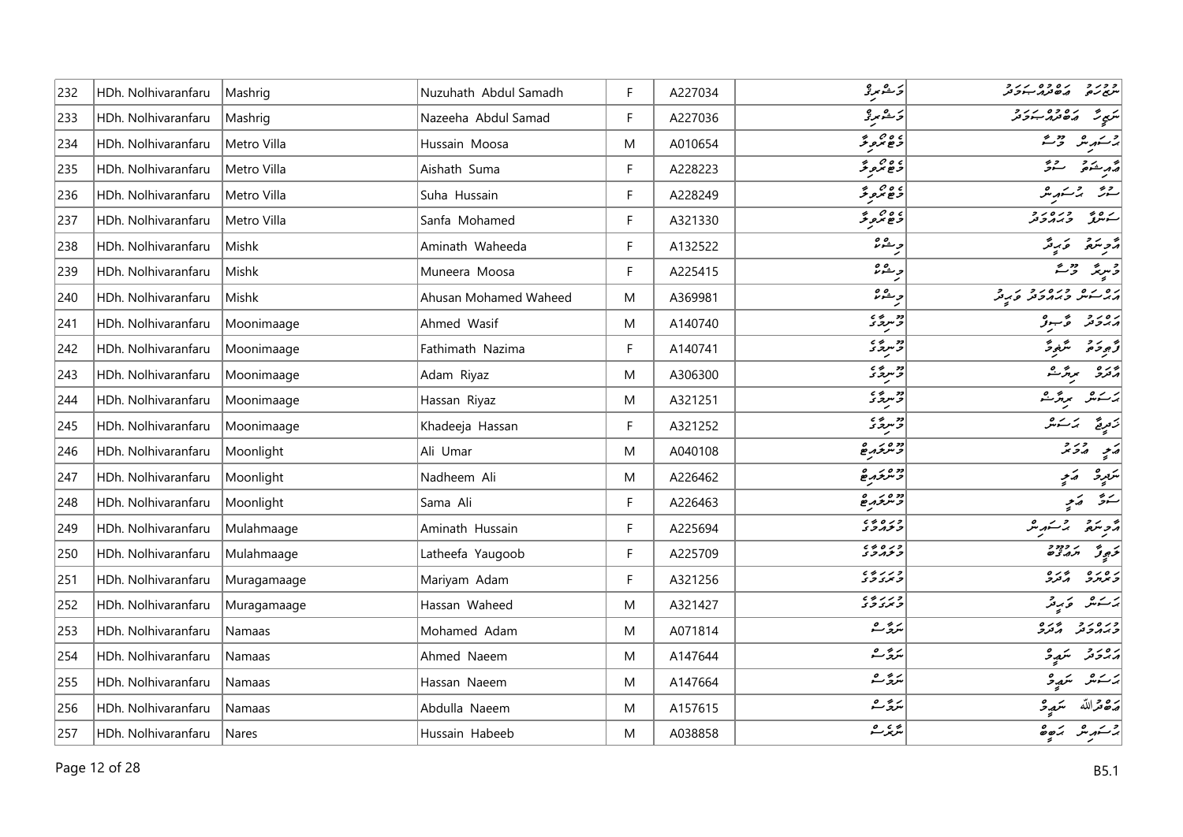| 232 | HDh. Nolhivaranfaru | Mashrig | Nuzuhath Abdul Samadh | F | A227034 | ވަށްރިގު | ނުޒުހަތު އަބްދުލްސަމަދު |
|---|---|---|---|---|---|---|---|
| 233 | HDh. Nolhivaranfaru | Mashrig | Nazeeha Abdul Samad | F | A227036 | ވަށްރިގު | ނަޒީހާ އަބްދުލްސަމަދު |
| 234 | HDh. Nolhivaranfaru | Metro Villa | Hussain Moosa | M | A010654 | މެޓްރޯވިލާ | ހުސައިން މޫސާ |
| 235 | HDh. Nolhivaranfaru | Metro Villa | Aishath Suma | F | A228223 | މެޓްރޯވިލާ | އާއިޝަތު ސުމާ |
| 236 | HDh. Nolhivaranfaru | Metro Villa | Suha Hussain | F | A228249 | މެޓްރޯވިލާ | ސުހާ ހުސައިން |
| 237 | HDh. Nolhivaranfaru | Metro Villa | Sanfa Mohamed | F | A321330 | މެޓްރޯވިލާ | ސަންފާ މުހައްމަދު |
| 238 | HDh. Nolhivaranfaru | Mishk | Aminath Waheeda | F | A132522 | މިޝްކު | އާމިނަތު ވަހީދާ |
| 239 | HDh. Nolhivaranfaru | Mishk | Muneera Moosa | F | A225415 | މިޝްކު | މުނީރާ މޫސާ |
| 240 | HDh. Nolhivaranfaru | Mishk | Ahusan Mohamed Waheed | M | A369981 | މިޝްކު | އަހުސަން މުހައްމަދު ވަހީދު |
| 241 | HDh. Nolhivaranfaru | Moonimaage | Ahmed Wasif | M | A140740 | މޫނިމާގެ | އަހްމަދު ވާސިފު |
| 242 | HDh. Nolhivaranfaru | Moonimaage | Fathimath Nazima | F | A140741 | މޫނިމާގެ | ފާތިމަތު ނާޒިމާ |
| 243 | HDh. Nolhivaranfaru | Moonimaage | Adam Riyaz | M | A306300 | މޫނިމާގެ | އާދަމް ރިޔާޒު |
| 244 | HDh. Nolhivaranfaru | Moonimaage | Hassan Riyaz | M | A321251 | މޫނިމާގެ | ހަސަން ރިޔާޒު |
| 245 | HDh. Nolhivaranfaru | Moonimaage | Khadeeja Hassan | F | A321252 | މޫނިމާގެ | ޚަދީޖާ ހަސަން |
| 246 | HDh. Nolhivaranfaru | Moonlight | Ali Umar | M | A040108 | މޫންލައިޓް | އަލި އުމަރު |
| 247 | HDh. Nolhivaranfaru | Moonlight | Nadheem Ali | M | A226462 | މޫންލައިޓް | ނަދީމް އަލި |
| 248 | HDh. Nolhivaranfaru | Moonlight | Sama Ali | F | A226463 | މޫންލައިޓް | ސަމާ އަލި |
| 249 | HDh. Nolhivaranfaru | Mulahmaage | Aminath Hussain | F | A225694 | މުލައްމާގެ | އާމިނަތު ހުސައިން |
| 250 | HDh. Nolhivaranfaru | Mulahmaage | Latheefa Yaugoob | F | A225709 | މުލައްމާގެ | ލަތީފާ ޔައުގޫބު |
| 251 | HDh. Nolhivaranfaru | Muragamaage | Mariyam Adam | F | A321256 | މުރަގަމާގެ | މަރިޔަމް އާދަމް |
| 252 | HDh. Nolhivaranfaru | Muragamaage | Hassan Waheed | M | A321427 | މުރަގަމާގެ | ހަސަން ވަހީދު |
| 253 | HDh. Nolhivaranfaru | Namaas | Mohamed Adam | M | A071814 | ނަމާސް | މުހައްމަދު އާދަމް |
| 254 | HDh. Nolhivaranfaru | Namaas | Ahmed Naeem | M | A147644 | ނަމާސް | އަހްމަދު ނައީމް |
| 255 | HDh. Nolhivaranfaru | Namaas | Hassan Naeem | M | A147664 | ނަމާސް | ހަސަން ނައީމް |
| 256 | HDh. Nolhivaranfaru | Namaas | Abdulla Naeem | M | A157615 | ނަމާސް | އަބްދުﷲ ނައީމް |
| 257 | HDh. Nolhivaranfaru | Nares | Hussain Habeeb | M | A038858 | ނާރެސް | ހުސައިން ހަބީބު |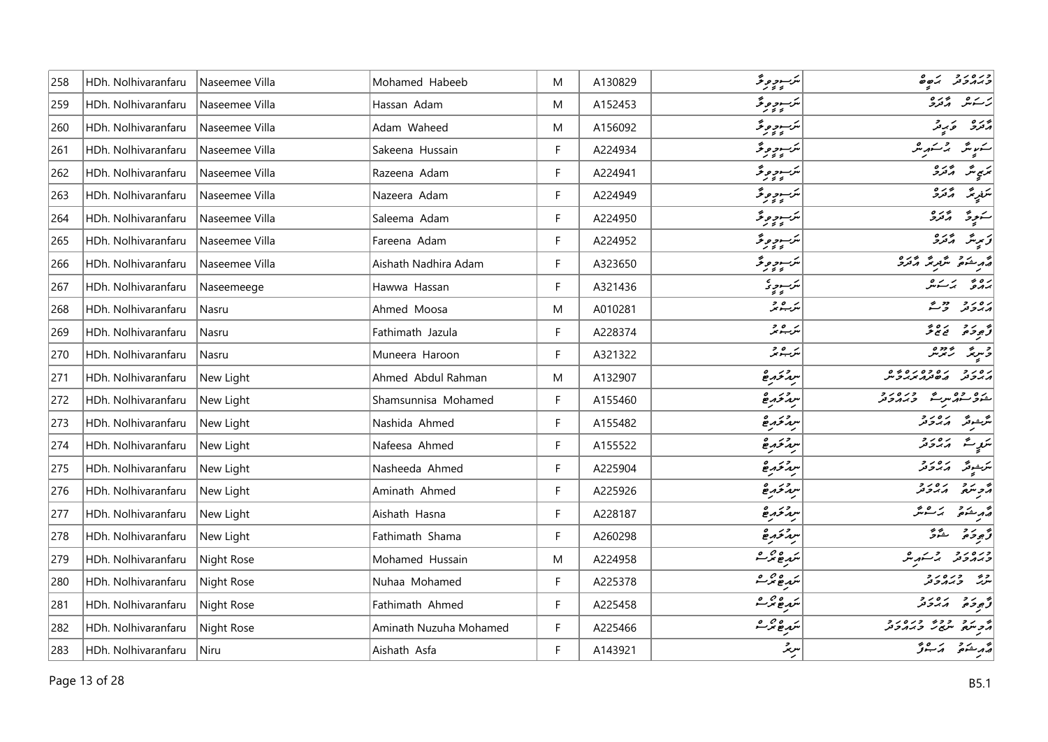| 258 | HDh. Nolhivaranfaru | Naseemee Villa | Mohamed Habeeb | M | A130829 | ސަރީމީވިލާ | މުހައްމަދު ހަބީބު |
|---|---|---|---|---|---|---|---|
| 259 | HDh. Nolhivaranfaru | Naseemee Villa | Hassan Adam | M | A152453 | ނަސީމީވިލާ | ހަސަން އާދަމް |
| 260 | HDh. Nolhivaranfaru | Naseemee Villa | Adam Waheed | M | A156092 | ނަސީމީވިލާ | އާދަމް ވަހީދު |
| 261 | HDh. Nolhivaranfaru | Naseemee Villa | Sakeena Hussain | F | A224934 | ނަސީމީވިލާ | ސަކީނާ ހުސައިން |
| 262 | HDh. Nolhivaranfaru | Naseemee Villa | Razeena Adam | F | A224941 | ނަސީމީވިލާ | ރަޒީނާ އާދަމް |
| 263 | HDh. Nolhivaranfaru | Naseemee Villa | Nazeera Adam | F | A224949 | ނަސީމީވިލާ | ނަޒީރާ އާދަމް |
| 264 | HDh. Nolhivaranfaru | Naseemee Villa | Saleema Adam | F | A224950 | ނަސީމީވިލާ | ސަލީމާ އާދަމް |
| 265 | HDh. Nolhivaranfaru | Naseemee Villa | Fareena Adam | F | A224952 | ނަސީމީވިލާ | ފަރީނާ އާދަމް |
| 266 | HDh. Nolhivaranfaru | Naseemee Villa | Aishath Nadhira Adam | F | A323650 | ނަސީމީވިލާ | އާއިޝަތު ނާދިރާ އާދަމް |
| 267 | HDh. Nolhivaranfaru | Naseemeege | Hawwa Hassan | F | A321436 | ނަސީމީގެ | ހައްވާ ހަސަން |
| 268 | HDh. Nolhivaranfaru | Nasru | Ahmed Moosa | M | A010281 | ނަސްރު | އަހުމަދު މޫސާ |
| 269 | HDh. Nolhivaranfaru | Nasru | Fathimath Jazula | F | A228374 | ނަސްރު | ފާތިމަތު ޖަޒުލާ |
| 270 | HDh. Nolhivaranfaru | Nasru | Muneera Haroon | F | A321322 | ނަސްރު | މުނީރާ ހާރޫން |
| 271 | HDh. Nolhivaranfaru | New Light | Ahmed Abdul Rahman | M | A132907 | ނިއުލައިޓް | އަހުމަދު އަބްދުއްރަޙްމާން |
| 272 | HDh. Nolhivaranfaru | New Light | Shamsunnisa Mohamed | F | A155460 | ނިއުލައިޓް | ޝަމްސުންނިސާ މުހައްމަދު |
| 273 | HDh. Nolhivaranfaru | New Light | Nashida Ahmed | F | A155482 | ނިއުލައިޓް | ނާޝިދާ އަހުމަދު |
| 274 | HDh. Nolhivaranfaru | New Light | Nafeesa Ahmed | F | A155522 | ނިއުލައިޓް | ނަފީސާ އަހުމަދު |
| 275 | HDh. Nolhivaranfaru | New Light | Nasheeda Ahmed | F | A225904 | ނިއުލައިޓް | ނަޝީދާ އަހުމަދު |
| 276 | HDh. Nolhivaranfaru | New Light | Aminath Ahmed | F | A225926 | ނިއުލައިޓް | އާމިނަތު އަހުމަދު |
| 277 | HDh. Nolhivaranfaru | New Light | Aishath Hasna | F | A228187 | ނިއުލައިޓް | އާއިޝަތު ހަސްނާ |
| 278 | HDh. Nolhivaranfaru | New Light | Fathimath Shama | F | A260298 | ނިއުލައިޓް | ފާތިމަތު ޝަމާ |
| 279 | HDh. Nolhivaranfaru | Night Rose | Mohamed Hussain | M | A224958 | ނައިޓްރޯސް | މުހައްމަދު ހުސައިން |
| 280 | HDh. Nolhivaranfaru | Night Rose | Nuhaa Mohamed | F | A225378 | ނައިޓްރޯސް | ނުހާ މުހައްމަދު |
| 281 | HDh. Nolhivaranfaru | Night Rose | Fathimath Ahmed | F | A225458 | ނައިޓްރޯސް | ފާތިމަތު އަހުމަދު |
| 282 | HDh. Nolhivaranfaru | Night Rose | Aminath Nuzuha Mohamed | F | A225466 | ނައިޓްރޯސް | އާމިނަތު ނުޒުހާ މުހައްމަދު |
| 283 | HDh. Nolhivaranfaru | Niru | Aishath Asfa | F | A143921 | ނިރު | އާއިޝަތު އަސްފާ |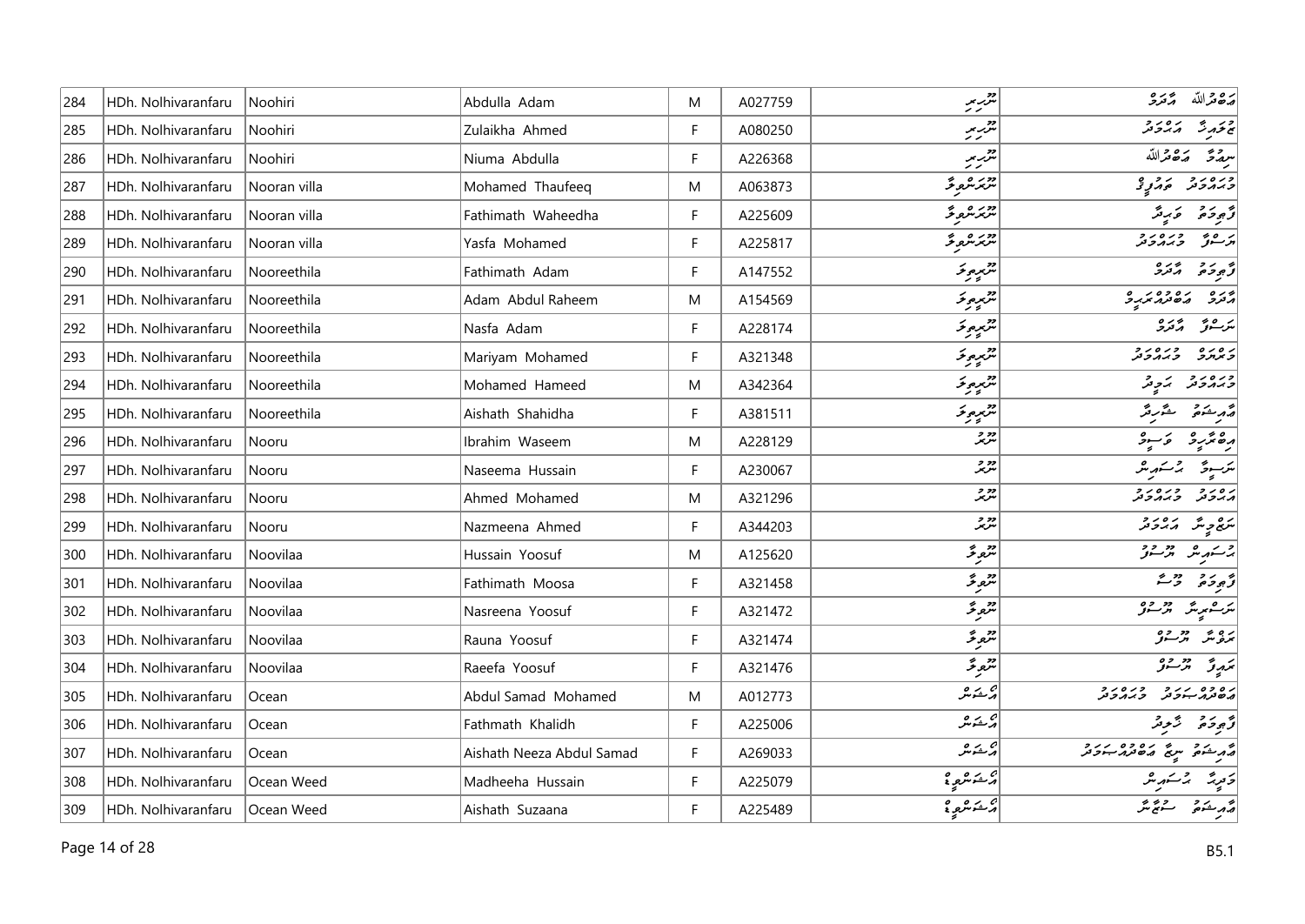| 284 | HDh. Nolhivaranfaru | Noohiri | Abdulla Adam | M | A027759 | ދޫހިރި | އަބްދުﷲ އާދަމް |
|---|---|---|---|---|---|---|---|
| 285 | HDh. Nolhivaranfaru | Noohiri | Zulaikha Ahmed | F | A080250 | ދޫހިރި | ޒުލައިޚާ އަޙްމަދު |
| 286 | HDh. Nolhivaranfaru | Noohiri | Niuma Abdulla | F | A226368 | ދޫހިރި | ނިޢުމާ އަބްދުﷲ |
| 287 | HDh. Nolhivaranfaru | Nooran villa | Mohamed Thaufeeq | M | A063873 | ނޫރަންވިލާ | މުޙައްމަދު ތައުފީޤް |
| 288 | HDh. Nolhivaranfaru | Nooran villa | Fathimath Waheedha | F | A225609 | ނޫރަންވިލާ | ފާތިމަތު ވަޙީދާ |
| 289 | HDh. Nolhivaranfaru | Nooran villa | Yasfa Mohamed | F | A225817 | ނޫރަންވިލާ | ޔަސްފާ މުޙައްމަދު |
| 290 | HDh. Nolhivaranfaru | Nooreethila | Fathimath Adam | F | A147552 | ނޫރީތިލަ | ފާތިމަތު އާދަމް |
| 291 | HDh. Nolhivaranfaru | Nooreethila | Adam Abdul Raheem | M | A154569 | ނޫރީތިލަ | އާދަމް އަބްދުއްރަޙީމް |
| 292 | HDh. Nolhivaranfaru | Nooreethila | Nasfa Adam | F | A228174 | ނޫރީތިލަ | ނަސްފާ އާދަމް |
| 293 | HDh. Nolhivaranfaru | Nooreethila | Mariyam Mohamed | F | A321348 | ނޫރީތިލަ | މަރިޔަމް މުޙައްމަދު |
| 294 | HDh. Nolhivaranfaru | Nooreethila | Mohamed Hameed | M | A342364 | ނޫރީތިލަ | މުޙައްމަދު ޙަމީދު |
| 295 | HDh. Nolhivaranfaru | Nooreethila | Aishath Shahidha | F | A381511 | ނޫރީތިލަ | އާއިޝަތު ޝާހިދާ |
| 296 | HDh. Nolhivaranfaru | Nooru | Ibrahim Waseem | M | A228129 | ނޫރު | އިބްރާހީމް ވަސީމް |
| 297 | HDh. Nolhivaranfaru | Nooru | Naseema Hussain | F | A230067 | ނޫރު | ނަސީމާ ހުސައިން |
| 298 | HDh. Nolhivaranfaru | Nooru | Ahmed Mohamed | M | A321296 | ނޫރު | އަޙްމަދު މުޙައްމަދު |
| 299 | HDh. Nolhivaranfaru | Nooru | Nazmeena Ahmed | F | A344203 | ނޫރު | ނަޒްމީނާ އަޙްމަދު |
| 300 | HDh. Nolhivaranfaru | Noovilaa | Hussain Yoosuf | M | A125620 | ނޫވިލާ | ހުސައިން ޔޫސުފު |
| 301 | HDh. Nolhivaranfaru | Noovilaa | Fathimath Moosa | F | A321458 | ނޫވިލާ | ފާތިމަތު މޫސާ |
| 302 | HDh. Nolhivaranfaru | Noovilaa | Nasreena Yoosuf | F | A321472 | ނޫވިލާ | ނަސްރީނާ ޔޫސުފް |
| 303 | HDh. Nolhivaranfaru | Noovilaa | Rauna Yoosuf | F | A321474 | ނޫވިލާ | ރަޢުނާ ޔޫސުފް |
| 304 | HDh. Nolhivaranfaru | Noovilaa | Raeefa Yoosuf | F | A321476 | ނޫވިލާ | ރައީފާ ޔޫސުފް |
| 305 | HDh. Nolhivaranfaru | Ocean | Abdul Samad Mohamed | M | A012773 | އޯޝަން | އަބްދުއްސަމަދު މުޙައްމަދު |
| 306 | HDh. Nolhivaranfaru | Ocean | Fathmath Khalidh | F | A225006 | އޯޝަން | ފާތިމަތު ޚާލިދު |
| 307 | HDh. Nolhivaranfaru | Ocean | Aishath Neeza Abdul Samad | F | A269033 | އޯޝަން | އާއިޝަތު ނީޒާ އަބްދުއްސަމަދު |
| 308 | HDh. Nolhivaranfaru | Ocean Weed | Madheeha Hussain | F | A225079 | އޯޝަންވީޑް | މަދީޙާ ހުސައިން |
| 309 | HDh. Nolhivaranfaru | Ocean Weed | Aishath Suzaana | F | A225489 | އޯޝަންވީޑް | އާއިޝަތު ސުޒާނާ |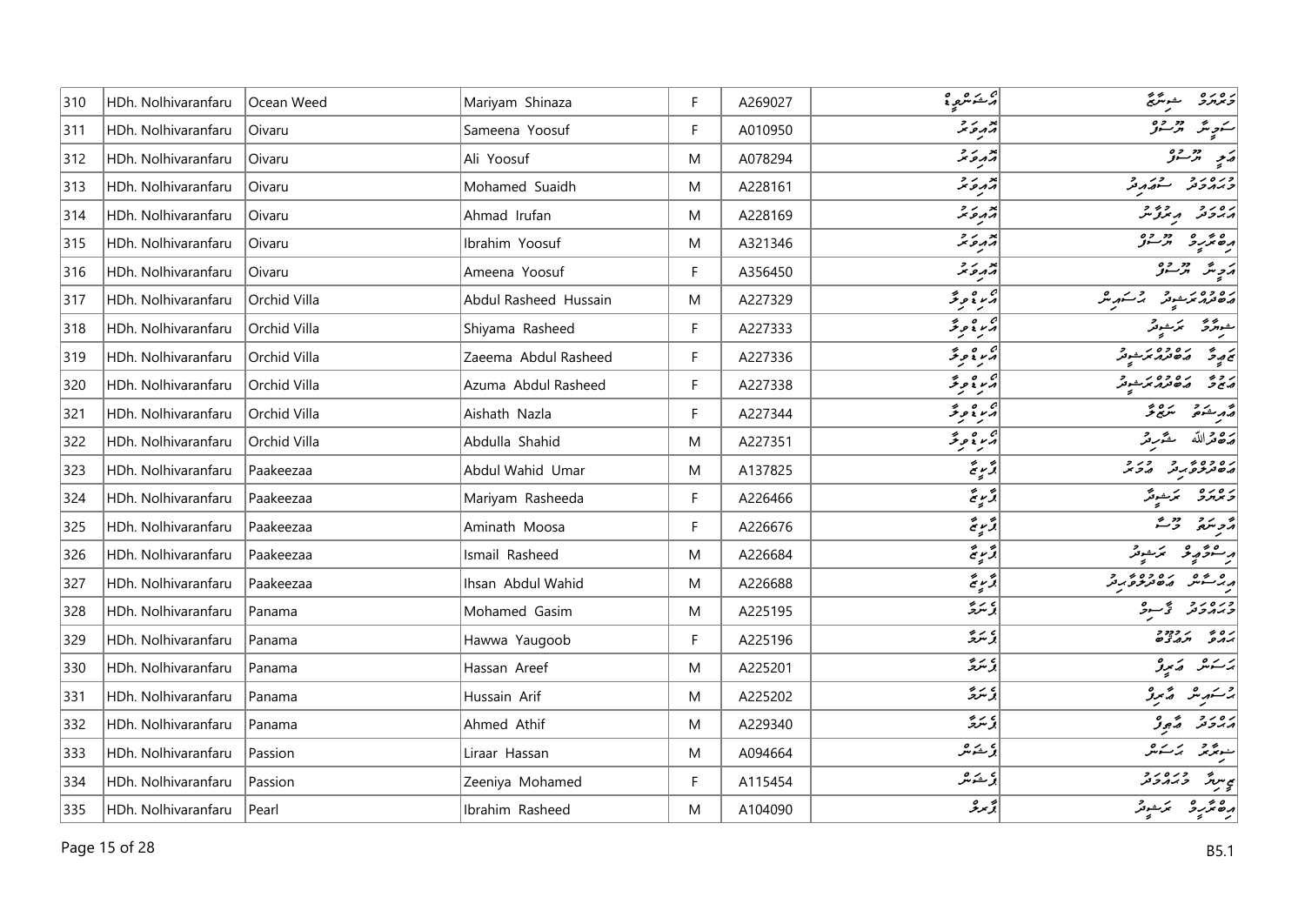| 310 | HDh. Nolhivaranfaru | Ocean Weed | Mariyam Shinaza | F | A269027 | އޯޝަންވީޑް | މަރިޔަމް ޝިނާޒާ |
|---|---|---|---|---|---|---|---|
| 311 | HDh. Nolhivaranfaru | Oivaru | Sameena Yoosuf | F | A010950 | އޮއިވަރު | ސަމީނާ ޔޫސުފް |
| 312 | HDh. Nolhivaranfaru | Oivaru | Ali Yoosuf | M | A078294 | އޮއިވަރު | އަލި ޔޫސުފް |
| 313 | HDh. Nolhivaranfaru | Oivaru | Mohamed Suaidh | M | A228161 | އޮއިވަރު | މުޙައްމަދު ސުޢައިދު |
| 314 | HDh. Nolhivaranfaru | Oivaru | Ahmad Irufan | M | A228169 | އޮއިވަރު | އަޙްމަދު އިރުފާން |
| 315 | HDh. Nolhivaranfaru | Oivaru | Ibrahim Yoosuf | M | A321346 | އޮއިވަރު | އިބްރާހީމް ޔޫސުފް |
| 316 | HDh. Nolhivaranfaru | Oivaru | Ameena Yoosuf | F | A356450 | އޮއިވަރު | އަމީނާ ޔޫސުފް |
| 317 | HDh. Nolhivaranfaru | Orchid Villa | Abdul Rasheed Hussain | M | A227329 | އޯކިޑްވިލާ | އަބްދުއްރަޝީދު ހުސައިން |
| 318 | HDh. Nolhivaranfaru | Orchid Villa | Shiyama Rasheed | F | A227333 | އޯކިޑްވިލާ | ޝިޔާމާ ރަޝީދު |
| 319 | HDh. Nolhivaranfaru | Orchid Villa | Zaeema Abdul Rasheed | F | A227336 | އޯކިޑްވިލާ | ޒަޢީމާ އަބްދުއްރަޝީދު |
| 320 | HDh. Nolhivaranfaru | Orchid Villa | Azuma Abdul Rasheed | F | A227338 | އޯކިޑްވިލާ | އަޒުމާ އަބްދުއްރަޝީދު |
| 321 | HDh. Nolhivaranfaru | Orchid Villa | Aishath Nazla | F | A227344 | އޯކިޑްވިލާ | އާއިޝަތު ނަޒްލާ |
| 322 | HDh. Nolhivaranfaru | Orchid Villa | Abdulla Shahid | M | A227351 | އޯކިޑްވިލާ | އަބްދުﷲ ޝާހިދު |
| 323 | HDh. Nolhivaranfaru | Paakeezaa | Abdul Wahid Umar | M | A137825 | ޕާކީޒާ | އަބްދުލްވާހިދު އުމަރު |
| 324 | HDh. Nolhivaranfaru | Paakeezaa | Mariyam Rasheeda | F | A226466 | ޕާކީޒާ | މަރިޔަމް ރަޝީދާ |
| 325 | HDh. Nolhivaranfaru | Paakeezaa | Aminath Moosa | F | A226676 | ޕާކީޒާ | އާމިނަތު މޫސާ |
| 326 | HDh. Nolhivaranfaru | Paakeezaa | Ismail Rasheed | M | A226684 | ޕާކީޒާ | އިސްމާޢީލް ރަޝީދު |
| 327 | HDh. Nolhivaranfaru | Paakeezaa | Ihsan Abdul Wahid | M | A226688 | ޕާކީޒާ | އިޙްސާން އަބްދުލްވާހިދު |
| 328 | HDh. Nolhivaranfaru | Panama | Mohamed Gasim | M | A225195 | ޕެނަމާ | މުޙައްމަދު ޤާސިމް |
| 329 | HDh. Nolhivaranfaru | Panama | Hawwa Yaugoob | F | A225196 | ޕެނަމާ | ޙައްވާ ޔަޢުޤޫބު |
| 330 | HDh. Nolhivaranfaru | Panama | Hassan Areef | M | A225201 | ޕެނަމާ | ހަސަން އަރީފް |
| 331 | HDh. Nolhivaranfaru | Panama | Hussain Arif | M | A225202 | ޕެނަމާ | ހުސައިން އާރިފް |
| 332 | HDh. Nolhivaranfaru | Panama | Ahmed Athif | M | A229340 | ޕެނަމާ | އަޙްމަދު އާތިފް |
| 333 | HDh. Nolhivaranfaru | Passion | Liraar Hassan | M | A094664 | ޕެޝަން | ލިރާރު ހަސަން |
| 334 | HDh. Nolhivaranfaru | Passion | Zeeniya Mohamed | F | A115454 | ޕެޝަން | ޒީނިޔާ މުޙައްމަދު |
| 335 | HDh. Nolhivaranfaru | Pearl | Ibrahim Rasheed | M | A104090 | ޕާރލް | އިބްރާހީމް ރަޝީދު |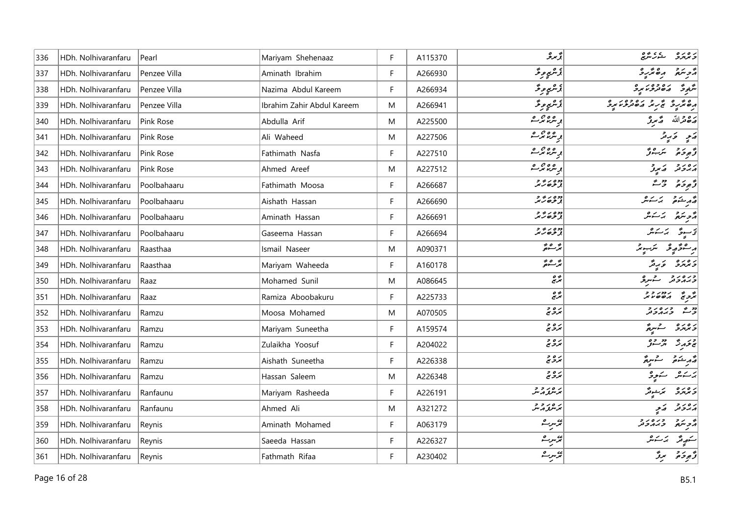| 336 | HDh. Nolhivaranfaru | Pearl | Mariyam Shehenaaz | F | A115370 | پُرِل | މަރިޔަމް ޝެހެނާޒް |
|---|---|---|---|---|---|---|---|
| 337 | HDh. Nolhivaranfaru | Penzee Villa | Aminath Ibrahim | F | A266930 | ޕެންޒީވިލާ | އާމިނަތު އިބްރާހީމް |
| 338 | HDh. Nolhivaranfaru | Penzee Villa | Nazima Abdul Kareem | F | A266934 | ޕެންޒީވިލާ | ނާޒިމާ އަބްދުލްކަރީމް |
| 339 | HDh. Nolhivaranfaru | Penzee Villa | Ibrahim Zahir Abdul Kareem | M | A266941 | ޕެންޒީވިލާ | އިބްރާހީމް ޒާހިރު އަބްދުލްކަރީމް |
| 340 | HDh. Nolhivaranfaru | Pink Rose | Abdulla Arif | M | A225500 | ޕިންކްރޯސް | އަބްދުﷲ އާރިފް |
| 341 | HDh. Nolhivaranfaru | Pink Rose | Ali Waheed | M | A227506 | ޕިންކްރޯސް | އަލީ ވަހީދު |
| 342 | HDh. Nolhivaranfaru | Pink Rose | Fathimath Nasfa | F | A227510 | ޕިންކްރޯސް | ފާތިމަތު ނަސްފާ |
| 343 | HDh. Nolhivaranfaru | Pink Rose | Ahmed Areef | M | A227512 | ޕިންކްރޯސް | އަހުމަދު އަރީފް |
| 344 | HDh. Nolhivaranfaru | Poolbahaaru | Fathimath Moosa | F | A266687 | ޕޫލްބަހާރު | ފާތިމަތު މޫސާ |
| 345 | HDh. Nolhivaranfaru | Poolbahaaru | Aishath Hassan | F | A266690 | ޕޫލްބަހާރު | އާއިޝަތު ހަސަން |
| 346 | HDh. Nolhivaranfaru | Poolbahaaru | Aminath Hassan | F | A266691 | ޕޫލްބަހާރު | އާމިނަތު ހަސަން |
| 347 | HDh. Nolhivaranfaru | Poolbahaaru | Gaseema Hassan | F | A266694 | ޕޫލްބަހާރު | ގަސީމާ ހަސަން |
| 348 | HDh. Nolhivaranfaru | Raasthaa | Ismail Naseer | M | A090371 | ރާސްތާ | އިސްމާއީލް ނަސީރު |
| 349 | HDh. Nolhivaranfaru | Raasthaa | Mariyam Waheeda | F | A160178 | ރާސްތާ | މަރިޔަމް ވަހީދާ |
| 350 | HDh. Nolhivaranfaru | Raaz | Mohamed Sunil | M | A086645 | ރާޒް | މުހައްމަދު ސުނިލް |
| 351 | HDh. Nolhivaranfaru | Raaz | Ramiza Aboobakuru | F | A225733 | ރާޒް | ރާމިޒާ އަބޫބަކުރު |
| 352 | HDh. Nolhivaranfaru | Ramzu | Moosa Mohamed | M | A070505 | ރަމްޒު | މޫސާ މުހައްމަދު |
| 353 | HDh. Nolhivaranfaru | Ramzu | Mariyam Suneetha | F | A159574 | ރަމްޒު | މަރިޔަމް ސުނީތާ |
| 354 | HDh. Nolhivaranfaru | Ramzu | Zulaikha Yoosuf | F | A204022 | ރަމްޒު | ޒުލައިޚާ ޔޫސުފް |
| 355 | HDh. Nolhivaranfaru | Ramzu | Aishath Suneetha | F | A226338 | ރަމްޒު | އާއިޝަތު ސުނީތާ |
| 356 | HDh. Nolhivaranfaru | Ramzu | Hassan Saleem | M | A226348 | ރަމްޒު | ހަސަން ސަލީމް |
| 357 | HDh. Nolhivaranfaru | Ranfaunu | Mariyam Rasheeda | F | A226191 | ރަންފައުނު | މަރިޔަމް ރަޝީދާ |
| 358 | HDh. Nolhivaranfaru | Ranfaunu | Ahmed Ali | M | A321272 | ރަންފައުނު | އަހުމަދު އަލީ |
| 359 | HDh. Nolhivaranfaru | Reynis | Aminath Mohamed | F | A063179 | ރޭނިސް | އާމިނަތު މުހައްމަދު |
| 360 | HDh. Nolhivaranfaru | Reynis | Saeeda Hassan | F | A226327 | ރޭނިސް | ސައީދާ ހަސަން |
| 361 | HDh. Nolhivaranfaru | Reynis | Fathmath Rifaa | F | A230402 | ރޭނިސް | ފާތިމަތު ރިފާ |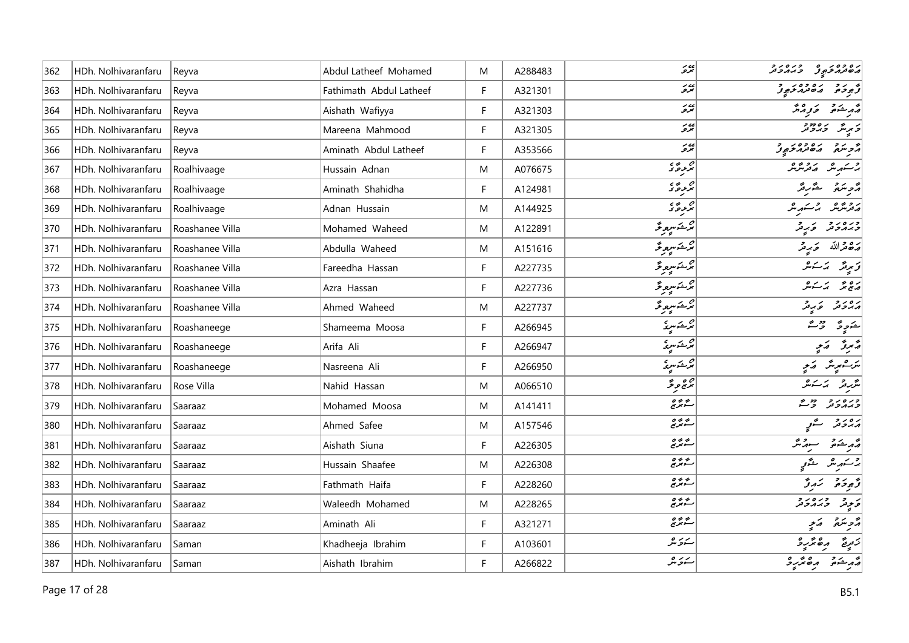| 362 | HDh. Nolhivaranfaru | Reyva | Abdul Latheef Mohamed | M | A288483 | ރޭވަ | އަބްދުލްލަތީފް މުހައްމަދު |
|---|---|---|---|---|---|---|---|
| 363 | HDh. Nolhivaranfaru | Reyva | Fathimath Abdul Latheef | F | A321301 | ރޭވަ | ފާތިމަތު އަބްދުއްލަތީފު |
| 364 | HDh. Nolhivaranfaru | Reyva | Aishath Wafiyya | F | A321303 | ރޭވަ | އާއިޝަތު ވަފިއްޔާ |
| 365 | HDh. Nolhivaranfaru | Reyva | Mareena Mahmood | F | A321305 | ރޭވަ | މަރީނާ މަޙްމޫދު |
| 366 | HDh. Nolhivaranfaru | Reyva | Aminath Abdul Latheef | F | A353566 | ރޭވަ | އާމިނަތު އަބްދުއްލަތީފު |
| 367 | HDh. Nolhivaranfaru | Roalhivaage | Hussain Adnan | M | A076675 | ރޯޅިވާގެ | ހުސައިން އަދުނާން |
| 368 | HDh. Nolhivaranfaru | Roalhivaage | Aminath Shahidha | F | A124981 | ރޯޅިވާގެ | އާމިނަތު ޝާހިދާ |
| 369 | HDh. Nolhivaranfaru | Roalhivaage | Adnan Hussain | M | A144925 | ރޯޅިވާގެ | އަދުނާން ހުސައިން |
| 370 | HDh. Nolhivaranfaru | Roashanee Villa | Mohamed Waheed | M | A122891 | ރޯޝަނީވިލާ | މުހައްމަދު ވަހީދު |
| 371 | HDh. Nolhivaranfaru | Roashanee Villa | Abdulla Waheed | M | A151616 | ރޯޝަނީވިލާ | އަބްދުﷲ ވަހީދު |
| 372 | HDh. Nolhivaranfaru | Roashanee Villa | Fareedha Hassan | F | A227735 | ރޯޝަނީވިލާ | ފަރީދާ ހަސަން |
| 373 | HDh. Nolhivaranfaru | Roashanee Villa | Azra Hassan | F | A227736 | ރޯޝަނީވިލާ | އަޒްރާ ހަސަން |
| 374 | HDh. Nolhivaranfaru | Roashanee Villa | Ahmed Waheed | M | A227737 | ރޯޝަނީވިލާ | އަހްމަދު ވަހީދު |
| 375 | HDh. Nolhivaranfaru | Roashaneege | Shameema Moosa | F | A266945 | ރޯޝަނީގެ | ޝަމީމާ މޫސާ |
| 376 | HDh. Nolhivaranfaru | Roashaneege | Arifa Ali | F | A266947 | ރޯޝަނީގެ | އާރިފާ އަލި |
| 377 | HDh. Nolhivaranfaru | Roashaneege | Nasreena Ali | F | A266950 | ރޯޝަނީގެ | ނަސްރީނާ އަލި |
| 378 | HDh. Nolhivaranfaru | Rose Villa | Nahid Hassan | M | A066510 | ރޯޒްވިލާ | ނާހިދު ހަސަން |
| 379 | HDh. Nolhivaranfaru | Saaraaz | Mohamed Moosa | M | A141411 | ސާރާޒް | މުހައްމަދު މޫސާ |
| 380 | HDh. Nolhivaranfaru | Saaraaz | Ahmed Safee | M | A157546 | ސާރާޒް | އަހްމަދު ސާފީ |
| 381 | HDh. Nolhivaranfaru | Saaraaz | Aishath Siuna | F | A226305 | ސާރާޒް | އާއިޝަތު ސިއުނާ |
| 382 | HDh. Nolhivaranfaru | Saaraaz | Hussain Shaafee | M | A226308 | ސާރާޒް | ހުސައިން ޝާފީ |
| 383 | HDh. Nolhivaranfaru | Saaraaz | Fathmath Haifa | F | A228260 | ސާރާޒް | ފާތިމަތު ހައިފާ |
| 384 | HDh. Nolhivaranfaru | Saaraaz | Waleedh Mohamed | M | A228265 | ސާރާޒް | ވަލީދު މުހައްމަދު |
| 385 | HDh. Nolhivaranfaru | Saaraaz | Aminath Ali | F | A321271 | ސާރާޒް | އާމިނަތު އަލި |
| 386 | HDh. Nolhivaranfaru | Saman | Khadheeja Ibrahim | F | A103601 | ސަމަން | ޚަދީޖާ އިބްރާހީމް |
| 387 | HDh. Nolhivaranfaru | Saman | Aishath Ibrahim | F | A266822 | ސަމަން | އާއިޝަތު އިބްރާހީމް |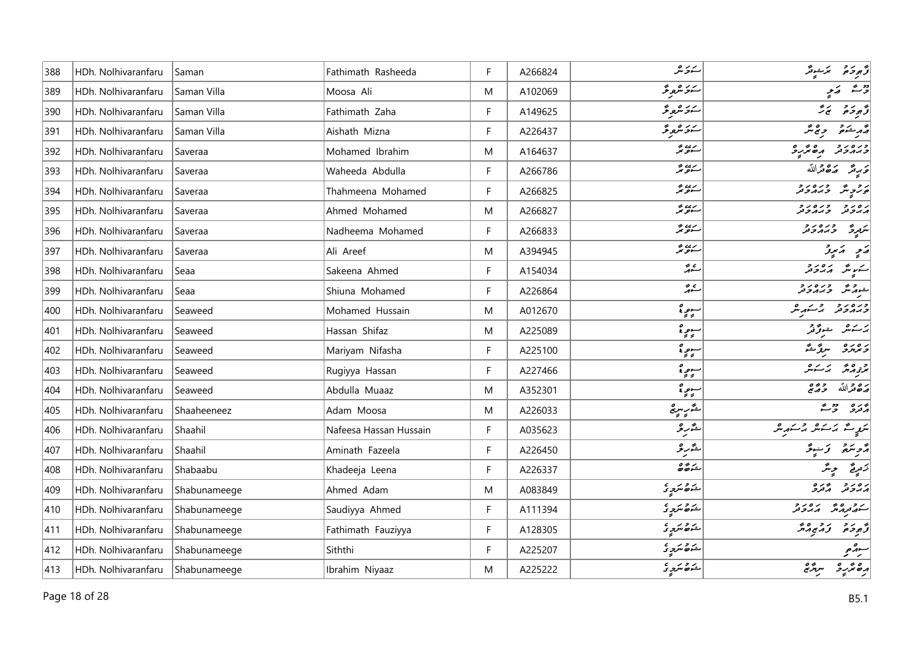| 388 | HDh. Nolhivaranfaru | Saman | Fathimath Rasheeda | F | A266824 | سَەَرَسْ | وَّجِوَدَةُ بَرَسْوِتَرُ |
|---|---|---|---|---|---|---|---|
| 389 | HDh. Nolhivaranfaru | Saman Villa | Moosa Ali | M | A102069 | سَەَرَسْعِوِعَ | دْسَةُ رَمَعِ |
| 390 | HDh. Nolhivaranfaru | Saman Villa | Fathimath Zaha | F | A149625 | سَەَرَسْعِوِعَ | وَّجِوَدَةُ يَحَرُ |
| 391 | HDh. Nolhivaranfaru | Saman Villa | Aishath Mizna | F | A226437 | سَەَرَسْعِوِعَ | مَّەرِشَمَوْ دِيَّسْ |
| 392 | HDh. Nolhivaranfaru | Saveraa | Mohamed Ibrahim | M | A164637 | سَەوَ بَرَ | وَبَرَمْوَتَرْ مِرْهَتَرْبِرْ |
| 393 | HDh. Nolhivaranfaru | Saveraa | Waheeda Abdulla | F | A266786 | سَەوَ بَرَ | عَرِيرٌ رَحْقَرْاللّه |
| 394 | HDh. Nolhivaranfaru | Saveraa | Thahmeena Mohamed | F | A266825 | سَەوَ بَرَ | مَرْحِيرٌ وَبَرَمْوَتَرْ |
| 395 | HDh. Nolhivaranfaru | Saveraa | Ahmed Mohamed | M | A266827 | سَەوَ بَرَ | مَرْوَتَرْ وَبَرَمْوَتَرْ |
| 396 | HDh. Nolhivaranfaru | Saveraa | Nadheema Mohamed | F | A266833 | سَەوَ بَرَ | سَرْمِرِحٌ وَبَرَمْوَتَرْ |
| 397 | HDh. Nolhivaranfaru | Saveraa | Ali Areef | M | A394945 | سَەوَ بَرَ | مَعِ مَبِرُوْ |
| 398 | HDh. Nolhivaranfaru | Seaa | Sakeena Ahmed | F | A154034 | سْەرَ | سَرِيرٌ مَرْوَتَرْ |
| 399 | HDh. Nolhivaranfaru | Seaa | Shiuna Mohamed | F | A226864 | سْەرَ | شِوَرْسَّ وَبَرَمْوَتَرْ |
| 400 | HDh. Nolhivaranfaru | Seaweed | Mohamed Hussain | M | A012670 | سِوِءُ | وَبَرَمْوَتَرْ بُرْسَمْبِرْسْ |
| 401 | HDh. Nolhivaranfaru | Seaweed | Hassan Shifaz | M | A225089 | سِوِءُ | بَرْسَسْ شِوَّتُرْ |
| 402 | HDh. Nolhivaranfaru | Seaweed | Mariyam Nifasha | F | A225100 | سِوِءُ | دَيْرَمَرْوْ سِرِوَّشَّ |
| 403 | HDh. Nolhivaranfaru | Seaweed | Rugiyya Hassan | F | A227466 | سِوِءُ | بُرْوِرْمَّرْ بَرْسَسْ |
| 404 | HDh. Nolhivaranfaru | Seaweed | Abdulla Muaaz | M | A352301 | سِوِءُ | رَحْقَرْاللّه دْرَسَّ |
| 405 | HDh. Nolhivaranfaru | Shaaheeneez | Adam Moosa | M | A226033 | شَّرِسِرِجْ | مَّتَرَدْ دْسَةُ |
| 406 | HDh. Nolhivaranfaru | Shaahil | Nafeesa Hassan Hussain | F | A035623 | شَّرِوْ | سَرِسَةُ بَرْسَسْ بُرْسَمْبِرْسْ |
| 407 | HDh. Nolhivaranfaru | Shaahil | Aminath Fazeela | F | A226450 | شَّرِوْ | مَّحِسَمَةُ وَسِوَّ |
| 408 | HDh. Nolhivaranfaru | Shabaabu | Khadeeja Leena | F | A226337 | شَەَّەّ | زَمِرِيَّ مِيسَّ |
| 409 | HDh. Nolhivaranfaru | Shabunameege | Ahmed Adam | M | A083849 | شَەَّسَرِدِ | مَرْوَتَرْ مَّتَرَدْ |
| 410 | HDh. Nolhivaranfaru | Shabunameege | Saudiyya Ahmed | F | A111394 | شَەَّسَرِدِ | سَەَرْمِرْمَّرْ مَرْوَتَرْ |
| 411 | HDh. Nolhivaranfaru | Shabunameege | Fathimath Fauziyya | F | A128305 | شَەَّسَرِدِ | وَّجِوَدَةُ وَرْبِرْمَّرْ |
| 412 | HDh. Nolhivaranfaru | Shabunameege | Siththi | F | A225207 | شَەَّسَرِدِ | سِوْمَو |
| 413 | HDh. Nolhivaranfaru | Shabunameege | Ibrahim Niyaaz | M | A225222 | شَەَّسَرِدِ | مِرْهَتَرْبِرْ سِرْمَّجْ |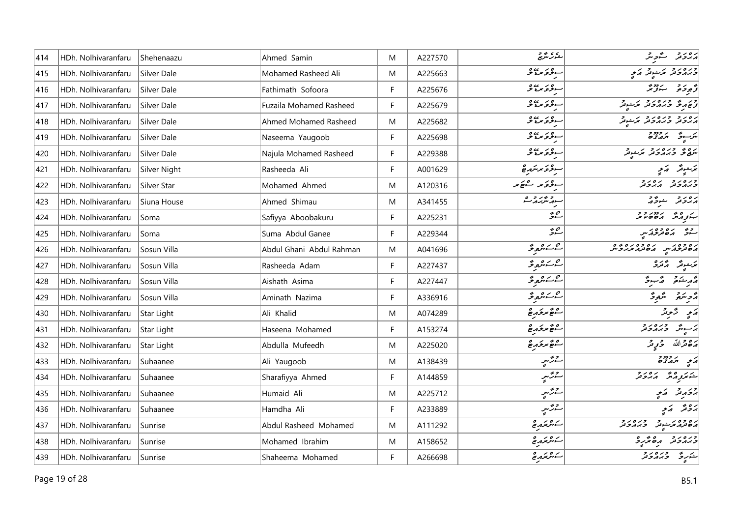| 414 | HDh. Nolhivaranfaru | Shehenaazu | Ahmed Samin | M | A227570 | ޝެހެނާޒު | އަޙްމަދު ސާމިން |
|---|---|---|---|---|---|---|---|
| 415 | HDh. Nolhivaranfaru | Silver Dale | Mohamed Rasheed Ali | M | A225663 | ސިލްވަރޑޭލް | މުޙައްމަދު ރަޝީދު ޢަލީ |
| 416 | HDh. Nolhivaranfaru | Silver Dale | Fathimath Sofoora | F | A225676 | ސިލްވަރޑޭލް | ފާތިމަތު ސަފޫރާ |
| 417 | HDh. Nolhivaranfaru | Silver Dale | Fuzaila Mohamed Rasheed | F | A225679 | ސިލްވަރޑޭލް | ފުޟައިލާ މުޙައްމަދު ރަޝީދު |
| 418 | HDh. Nolhivaranfaru | Silver Dale | Ahmed Mohamed Rasheed | M | A225682 | ސިލްވަރޑޭލް | އަޙްމަދު މުޙައްމަދު ރަޝީދު |
| 419 | HDh. Nolhivaranfaru | Silver Dale | Naseema Yaugoob | F | A225698 | ސިލްވަރޑޭލް | ނަސީމާ ޔައުޤޫބު |
| 420 | HDh. Nolhivaranfaru | Silver Dale | Najula Mohamed Rasheed | F | A229388 | ސިލްވަރޑޭލް | ނަޖުލާ މުޙައްމަދު ރަޝީދު |
| 421 | HDh. Nolhivaranfaru | Silver Night | Rasheeda Ali | F | A001629 | ސިލްވަރނައިޓް | ރަޝީދާ ޢަލީ |
| 422 | HDh. Nolhivaranfaru | Silver Star | Mohamed Ahmed | M | A120316 | ސިލްވަރ ސްޓާރ | މުޙައްމަދު އަޙްމަދު |
| 423 | HDh. Nolhivaranfaru | Siuna House | Ahmed Shimau | M | A341455 | ސިއުނާހައުސް | އަޙްމަދު ޝިމާއު |
| 424 | HDh. Nolhivaranfaru | Soma | Safiyya Aboobakuru | F | A225231 | ސޯމާ | ސަފިއްޔާ އަބޫބަކުރު |
| 425 | HDh. Nolhivaranfaru | Soma | Suma Abdul Ganee | F | A229344 | ސޯމާ | ސުމާ އަބްދުލްޣަނީ |
| 426 | HDh. Nolhivaranfaru | Sosun Villa | Abdul Ghani Abdul Rahman | M | A041696 | ސޯސަންވިލާ | އަބްދުލްޣަނީ އަބްދުއްރަޙްމާން |
| 427 | HDh. Nolhivaranfaru | Sosun Villa | Rasheeda Adam | F | A227437 | ސޯސަންވިލާ | ރަޝީދާ އާދަމް |
| 428 | HDh. Nolhivaranfaru | Sosun Villa | Aishath Asima | F | A227447 | ސޯސަންވިލާ | އާއިޝަތު އާސިމާ |
| 429 | HDh. Nolhivaranfaru | Sosun Villa | Aminath Nazima | F | A336916 | ސޯސަންވިލާ | އާމިނަތު ނާޒިމާ |
| 430 | HDh. Nolhivaranfaru | Star Light | Ali Khalid | M | A074289 | ސްޓާރލައިޓް | ޢަލީ ޚާލިދު |
| 431 | HDh. Nolhivaranfaru | Star Light | Haseena Mohamed | F | A153274 | ސްޓާރލައިޓް | ހަސީނާ މުޙައްމަދު |
| 432 | HDh. Nolhivaranfaru | Star Light | Abdulla Mufeedh | M | A225020 | ސްޓާރލައިޓް | އަބްދުﷲ މުފީދު |
| 433 | HDh. Nolhivaranfaru | Suhaanee | Ali Yaugoob | M | A138439 | ސުހާނީ | ޢަލީ ޔައުޤޫބު |
| 434 | HDh. Nolhivaranfaru | Suhaanee | Sharafiyya Ahmed | F | A144859 | ސުހާނީ | ޝަރަފިއްޔާ އަޙްމަދު |
| 435 | HDh. Nolhivaranfaru | Suhaanee | Humaid Ali | M | A225712 | ސުހާނީ | ހުމައިދު ޢަލީ |
| 436 | HDh. Nolhivaranfaru | Suhaanee | Hamdha Ali | F | A233889 | ސުހާނީ | ހަމްދާ ޢަލީ |
| 437 | HDh. Nolhivaranfaru | Sunrise | Abdul Rasheed Mohamed | M | A111292 | ސަންރައިޒް | އަބްދުއްރަޝީދު މުޙައްމަދު |
| 438 | HDh. Nolhivaranfaru | Sunrise | Mohamed Ibrahim | M | A158652 | ސަންރައިޒް | މުޙައްމަދު އިބްރާހީމް |
| 439 | HDh. Nolhivaranfaru | Sunrise | Shaheema Mohamed | F | A266698 | ސަންރައިޒް | ޝަހީމާ މުޙައްމަދު |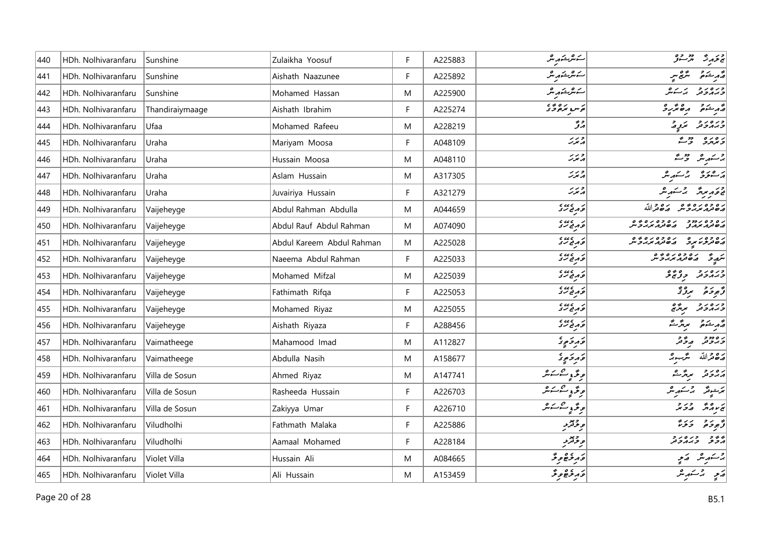| 440 | HDh. Nolhivaranfaru | Sunshine | Zulaikha Yoosuf | F | A225883 | ސަންޝައިން | ޒުލައިޚާ ޔޫސުފު |
|---|---|---|---|---|---|---|---|
| 441 | HDh. Nolhivaranfaru | Sunshine | Aishath Naazunee | F | A225892 | ސަންޝައިން | އައިޝަތު ނާޒުނީ |
| 442 | HDh. Nolhivaranfaru | Sunshine | Mohamed Hassan | M | A225900 | ސަންޝައިން | މުހައްމަދު ހަސަން |
| 443 | HDh. Nolhivaranfaru | Thandiraiymaage | Aishath Ibrahim | F | A225274 | ތަންދިރައްމާގެ | އައިޝަތު އިބްރާހީމް |
| 444 | HDh. Nolhivaranfaru | Ufaa | Mohamed Rafeeu | M | A228219 | އުފާ | މުހައްމަދު ރަފީއު |
| 445 | HDh. Nolhivaranfaru | Uraha | Mariyam Moosa | F | A048109 | އުރަހަ | މަރިޔަމް މޫސާ |
| 446 | HDh. Nolhivaranfaru | Uraha | Hussain Moosa | M | A048110 | އުރަހަ | ހުސައިން މޫސާ |
| 447 | HDh. Nolhivaranfaru | Uraha | Aslam Hussain | M | A317305 | އުރަހަ | އަސްލަމް ހުސައިން |
| 448 | HDh. Nolhivaranfaru | Uraha | Juvairiya Hussain | F | A321279 | އުރަހަ | ޖުވައިރިއްޔާ ހުސައިން |
| 449 | HDh. Nolhivaranfaru | Vaijeheyge | Abdul Rahman Abdulla | M | A044659 | ވައިޖެހޭގެ | އަބްދުއްރަހްމާން އަބްދުﷲ |
| 450 | HDh. Nolhivaranfaru | Vaijeheyge | Abdul Rauf Abdul Rahman | M | A074090 | ވައިޖެހޭގެ | އަބްދުއްރައޫފް އަބްދުއްރަހްމާން |
| 451 | HDh. Nolhivaranfaru | Vaijeheyge | Abdul Kareem Abdul Rahman | M | A225028 | ވައިޖެހޭގެ | އަބްދުލްކަރީމް އަބްދުއްރަހްމާން |
| 452 | HDh. Nolhivaranfaru | Vaijeheyge | Naeema Abdul Rahman | F | A225033 | ވައިޖެހޭގެ | ނައީމާ އަބްދުއްރަހްމާން |
| 453 | HDh. Nolhivaranfaru | Vaijeheyge | Mohamed Mifzal | M | A225039 | ވައިޖެހޭގެ | މުހައްމަދު މިފްޒާލް |
| 454 | HDh. Nolhivaranfaru | Vaijeheyge | Fathimath Rifqa | F | A225053 | ވައިޖެހޭގެ | ފާތިމަތު ރިފްގާ |
| 455 | HDh. Nolhivaranfaru | Vaijeheyge | Mohamed Riyaz | M | A225055 | ވައިޖެހޭގެ | މުހައްމަދު ރިޔާޒް |
| 456 | HDh. Nolhivaranfaru | Vaijeheyge | Aishath Riyaza | F | A288456 | ވައިޖެހޭގެ | އައިޝަތު ރިޔާޒާ |
| 457 | HDh. Nolhivaranfaru | Vaimatheege | Mahamood Imad | M | A112827 | ވައިމަތީގެ | މަހްމޫދު އިމާދު |
| 458 | HDh. Nolhivaranfaru | Vaimatheege | Abdulla Nasih | M | A158677 | ވައިމަތީގެ | އަބްދުﷲ ނާސިހު |
| 459 | HDh. Nolhivaranfaru | Villa de Sosun | Ahmed Riyaz | M | A147741 | ވިލާ ޑި ސޮސަން | އަހުމަދު ރިޔާޒު |
| 460 | HDh. Nolhivaranfaru | Villa de Sosun | Rasheeda Hussain | F | A226703 | ވިލާ ޑި ސޮސަން | ރަޝީދާ ހުސައިން |
| 461 | HDh. Nolhivaranfaru | Villa de Sosun | Zakiyya Umar | F | A226710 | ވިލާ ޑި ސޮސަން | ޒަކިއްޔާ އުމަރު |
| 462 | HDh. Nolhivaranfaru | Viludholhi | Fathmath Malaka | F | A225886 | ވިލުދޮޅި | ފާތިމަތު މަލަކާ |
| 463 | HDh. Nolhivaranfaru | Viludholhi | Aamaal Mohamed | F | A228184 | ވިލުދޮޅި | އާމާލް މުހައްމަދު |
| 464 | HDh. Nolhivaranfaru | Violet Villa | Hussain Ali | M | A084665 | ވައިލެޓްވިލާ | ހުސައިން އަލި |
| 465 | HDh. Nolhivaranfaru | Violet Villa | Ali Hussain | M | A153459 | ވައިލެޓްވިލާ | އަލި ހުސައިން |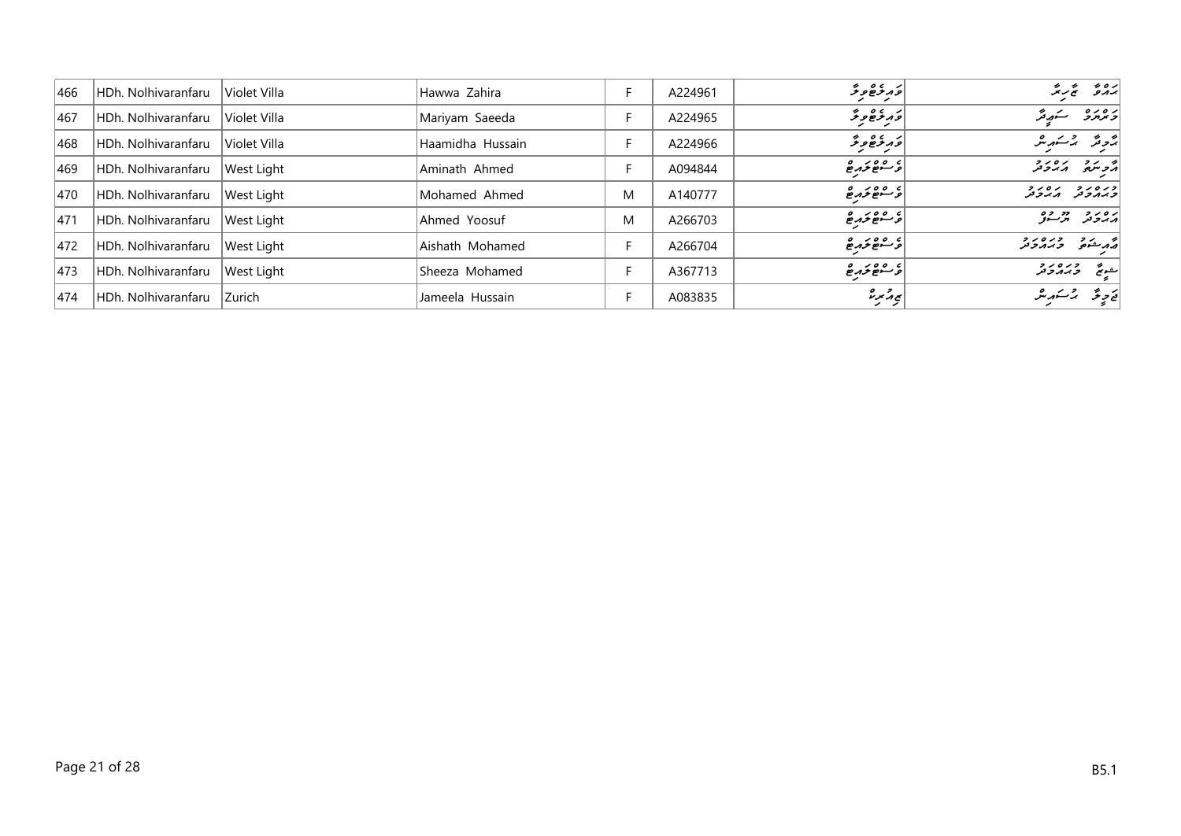| 466 | HDh. Nolhivaranfaru | Violet Villa | Hawwa Zahira | F | A224961 | ވައިލެޓްވިލާ | ހައްވާ ޒާހިރާ |
|---|---|---|---|---|---|---|---|
| 467 | HDh. Nolhivaranfaru | Violet Villa | Mariyam Saeeda | F | A224965 | ވައިލެޓްވިލާ | މަރިޔަމް ސަޢީދާ |
| 468 | HDh. Nolhivaranfaru | Violet Villa | Haamidha Hussain | F | A224966 | ވައިލެޓްވިލާ | ހާމިދާ ހުސައިން |
| 469 | HDh. Nolhivaranfaru | West Light | Aminath Ahmed | F | A094844 | ވެސްޓްލައިޓް | އާމިނަތު އަހުމަދު |
| 470 | HDh. Nolhivaranfaru | West Light | Mohamed Ahmed | M | A140777 | ވެސްޓްލައިޓް | މުހައްމަދު އަހުމަދު |
| 471 | HDh. Nolhivaranfaru | West Light | Ahmed Yoosuf | M | A266703 | ވެސްޓްލައިޓް | އަހުމަދު ޔޫސުފު |
| 472 | HDh. Nolhivaranfaru | West Light | Aishath Mohamed | F | A266704 | ވެސްޓްލައިޓް | އާއިޝަތު މުހައްމަދު |
| 473 | HDh. Nolhivaranfaru | West Light | Sheeza Mohamed | F | A367713 | ވެސްޓްލައިޓް | ޝީޒާ މުހައްމަދު |
| 474 | HDh. Nolhivaranfaru | Zurich | Jameela Hussain | F | A083835 | ޒިއުރިކް | ޖަމީލާ ހުސައިން |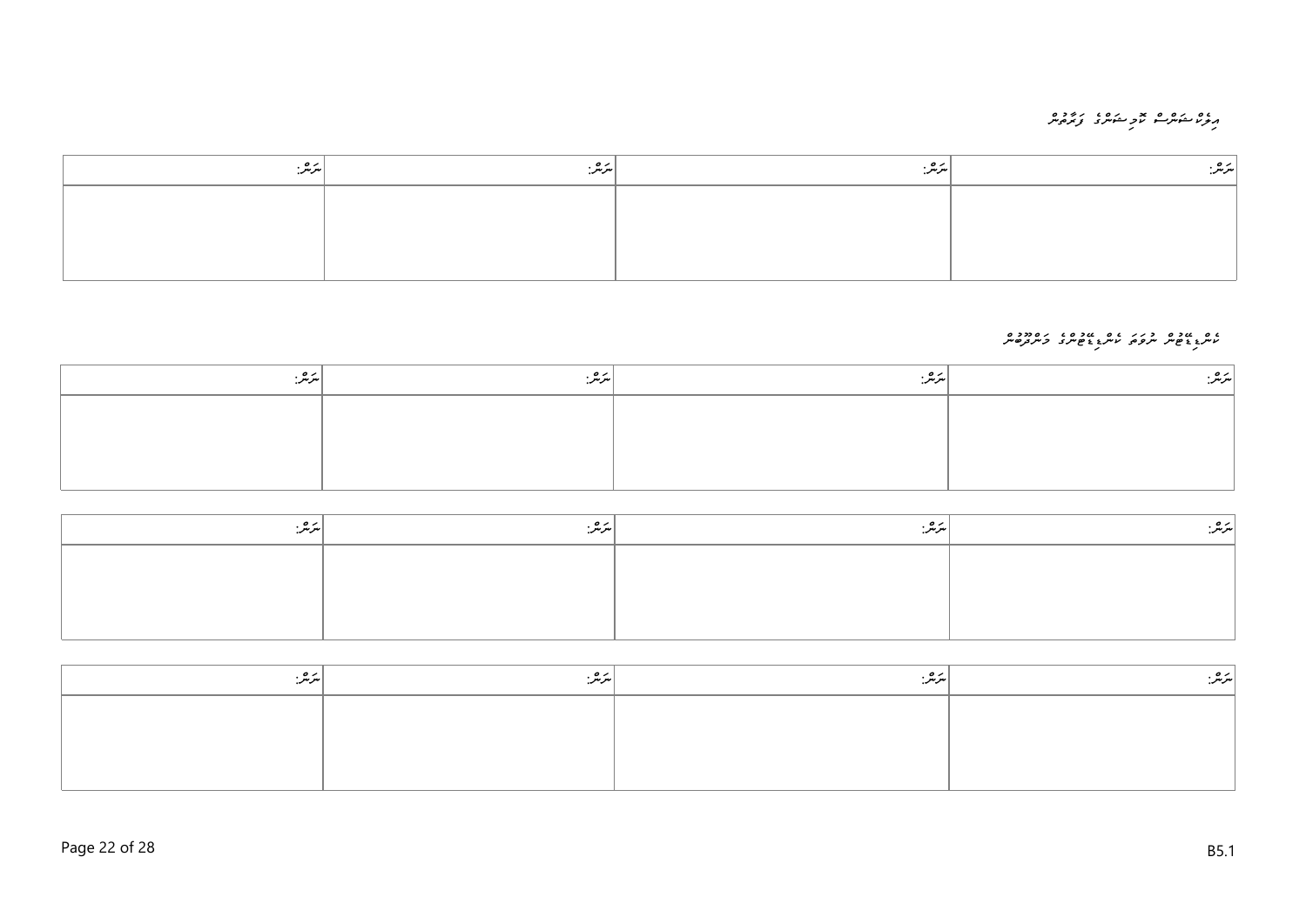# ދިވެހި ސަރުކާރު ގެ ދިރާސާ ޢިލްމީ ރިޕޯޓް

| ނަން: | ނަން: | ނަން: | ނަން: |
|---|---|---|---|
| | | | |

## ކަރުދާސްގެ ނަމްބަރު ކަރުދާސް ގެ ދިރާސާ ގެ ހުށަހެޅުން

| ނަން: | ނަން: | ނަން: | ނަން: |
|---|---|---|---|
| | | | |

| ނަން: | ނަން: | ނަން: | ނަން: |
|---|---|---|---|
| | | | |

| ނަން: | ނަން: | ނަން: | ނަން: |
|---|---|---|---|
| | | | |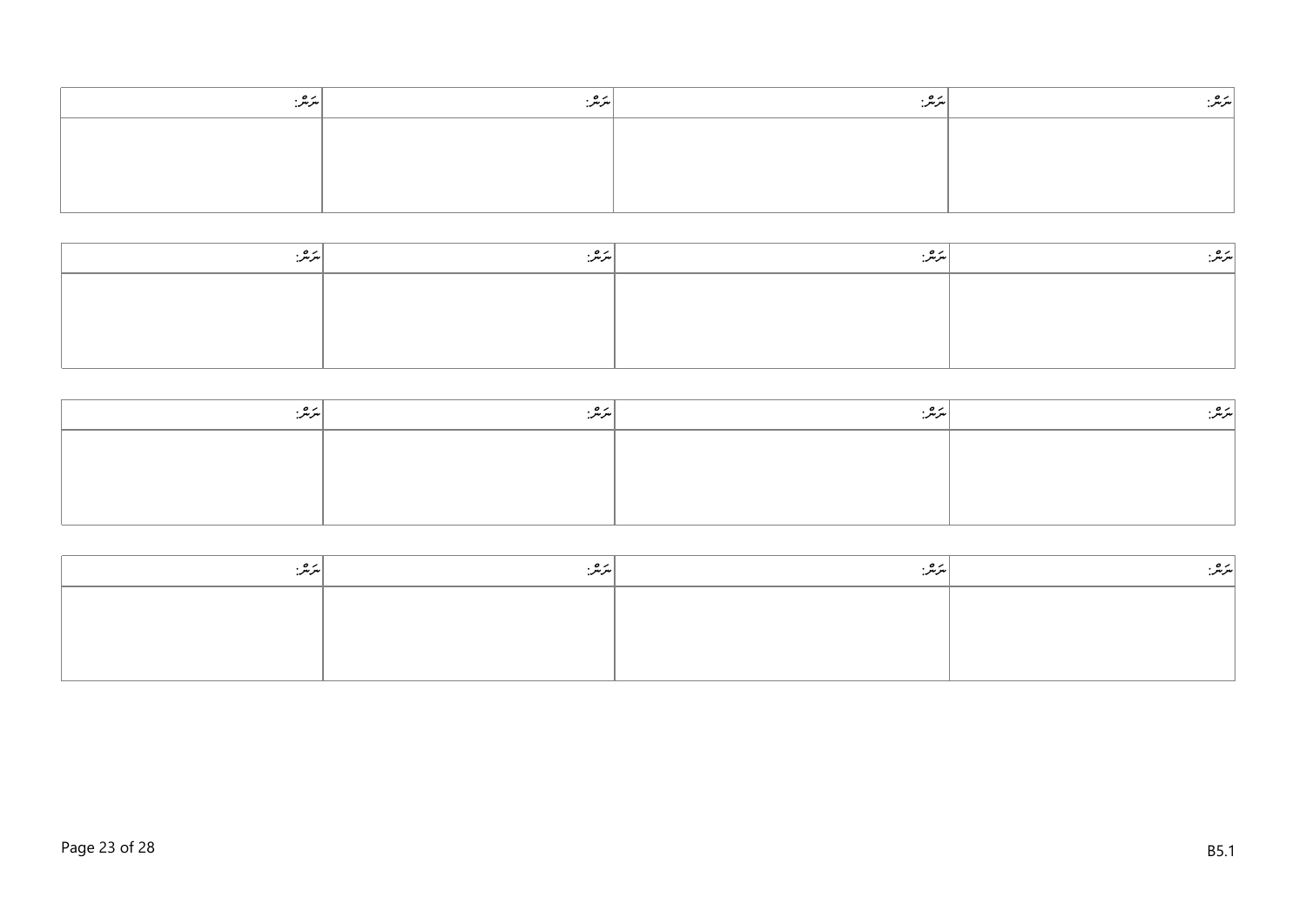| ނަރަށް: | ނަރަށް: | ނަރަށް: | ނަރަށް: |
| --- | --- | --- | --- |
| | | | |

| ނަރަށް: | ނަރަށް: | ނަރަށް: | ނަރަށް: |
| --- | --- | --- | --- |
| | | | |

| ނަރަށް: | ނަރަށް: | ނަރަށް: | ނަރަށް: |
| --- | --- | --- | --- |
| | | | |

| ނަރަށް: | ނަރަށް: | ނަރަށް: | ނަރަށް: |
| --- | --- | --- | --- |
| | | | |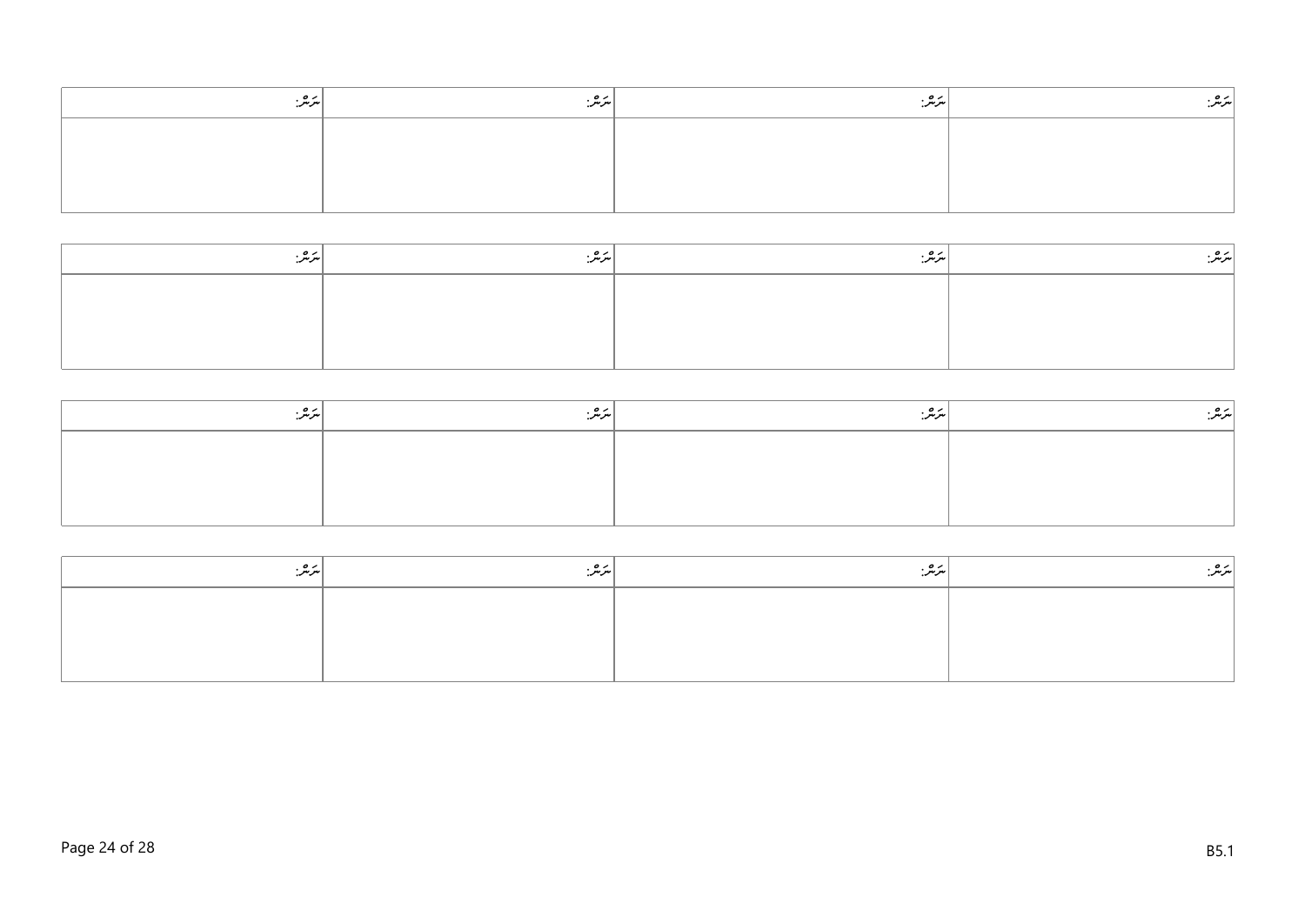| ނަރުދ: | ނަރުދ: | ނަރުދ: | ނަރުދ: |
| --- | --- | --- | --- |
| | | | |

| ނަރުދ: | ނަރުދ: | ނަރުދ: | ނަރުދ: |
| --- | --- | --- | --- |
| | | | |

| ނަރުދ: | ނަރުދ: | ނަރުދ: | ނަރުދ: |
| --- | --- | --- | --- |
| | | | |

| ނަރުދ: | ނަރުދ: | ނަރުދ: | ނަރުދ: |
| --- | --- | --- | --- |
| | | | |

B5.1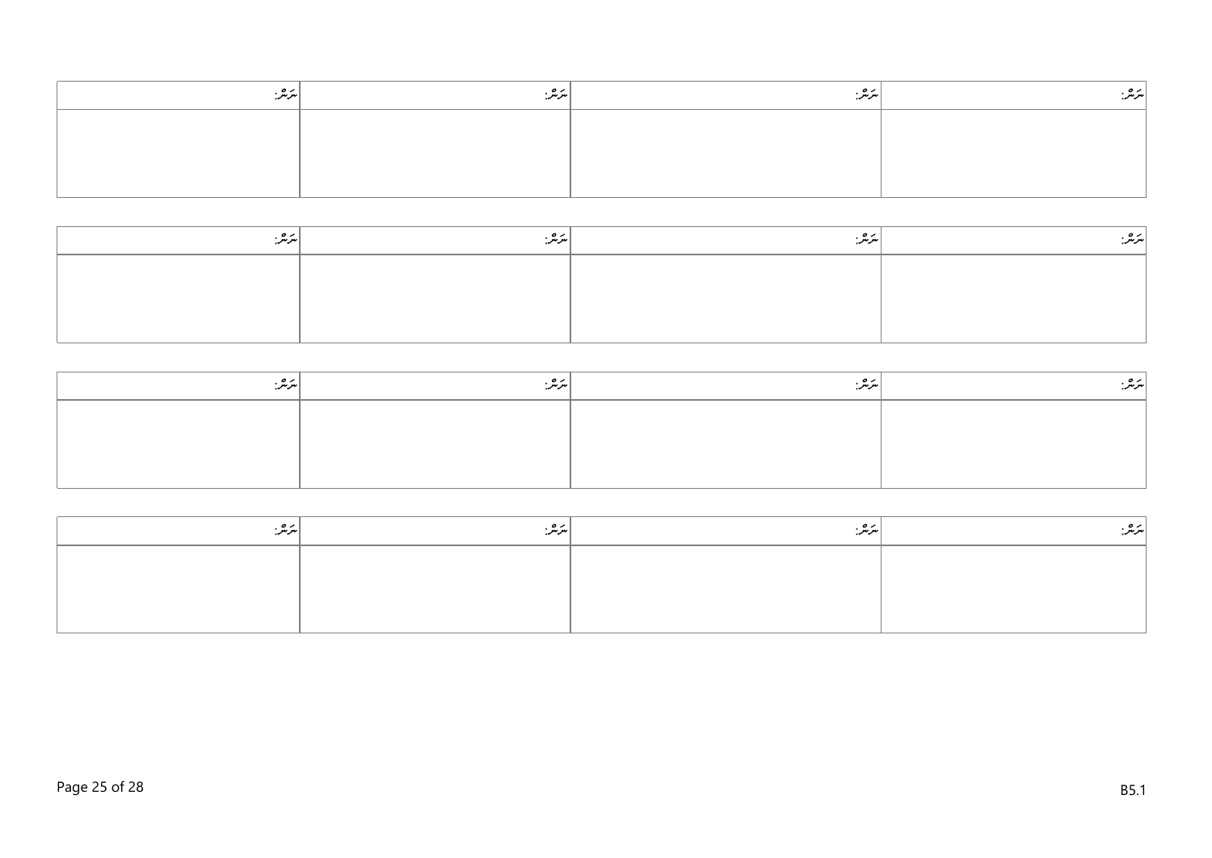| ނަރަށް: | ނަރަށް: | ނަރަށް: | ނަރަށް: |
| --- | --- | --- | --- |
| | | | |

| ނަރަށް: | ނަރަށް: | ނަރަށް: | ނަރަށް: |
| --- | --- | --- | --- |
| | | | |

| ނަރަށް: | ނަރަށް: | ނަރަށް: | ނަރަށް: |
| --- | --- | --- | --- |
| | | | |

| ނަރަށް: | ނަރަށް: | ނަރަށް: | ނަރަށް: |
| --- | --- | --- | --- |
| | | | |

B5.1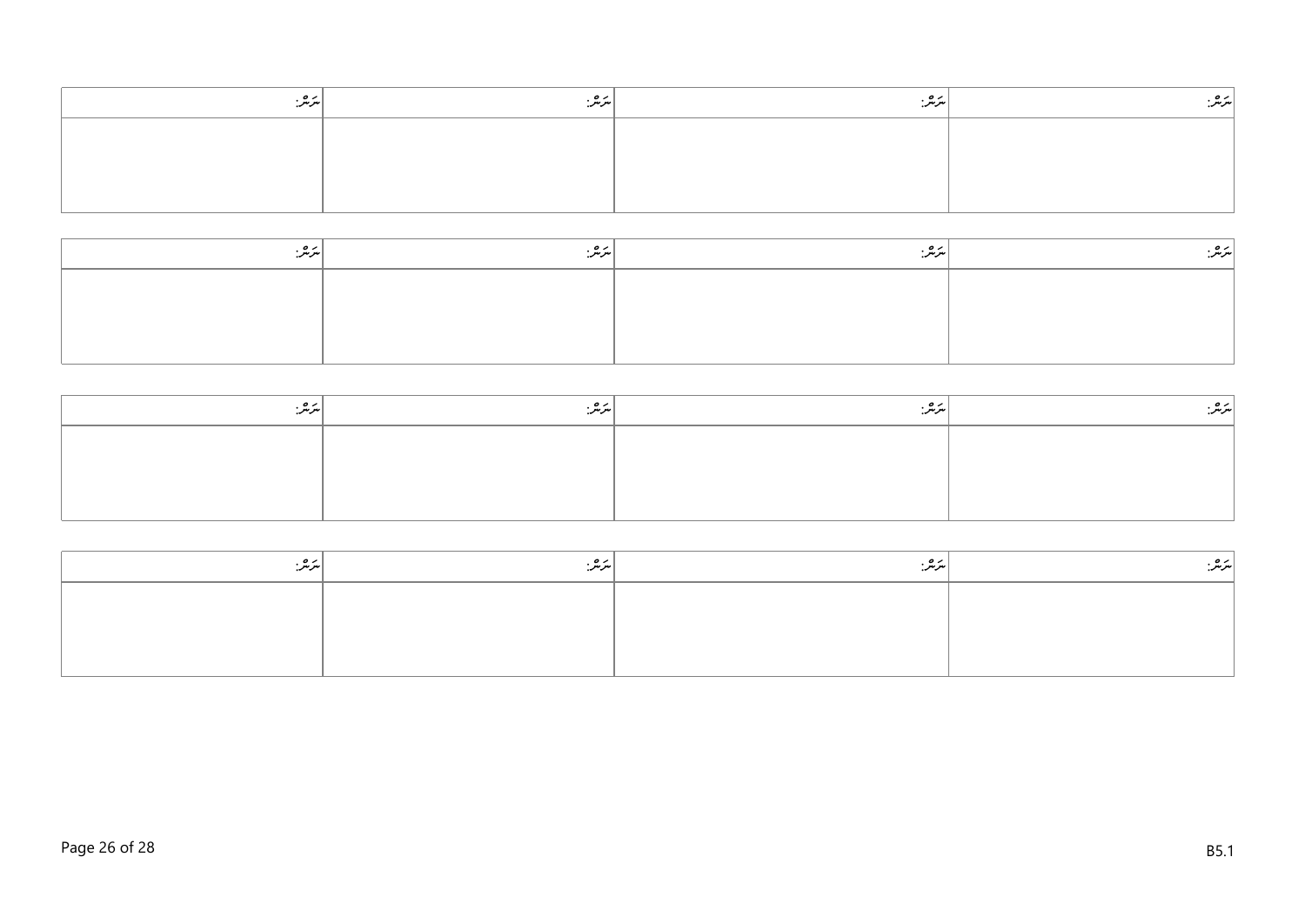| ىَرَىْش: | ىَرَىْش: | ىَرَىْش: | ىَرَىْش: |
| --- | --- | --- | --- |
| | | | |

| ىَرَىْش: | ىَرَىْش: | ىَرَىْش: | ىَرَىْش: |
| --- | --- | --- | --- |
| | | | |

| ىَرَىْش: | ىَرَىْش: | ىَرَىْش: | ىَرَىْش: |
| --- | --- | --- | --- |
| | | | |

| ىَرَىْش: | ىَرَىْش: | ىَرَىْش: | ىَرَىْش: |
| --- | --- | --- | --- |
| | | | |

B5.1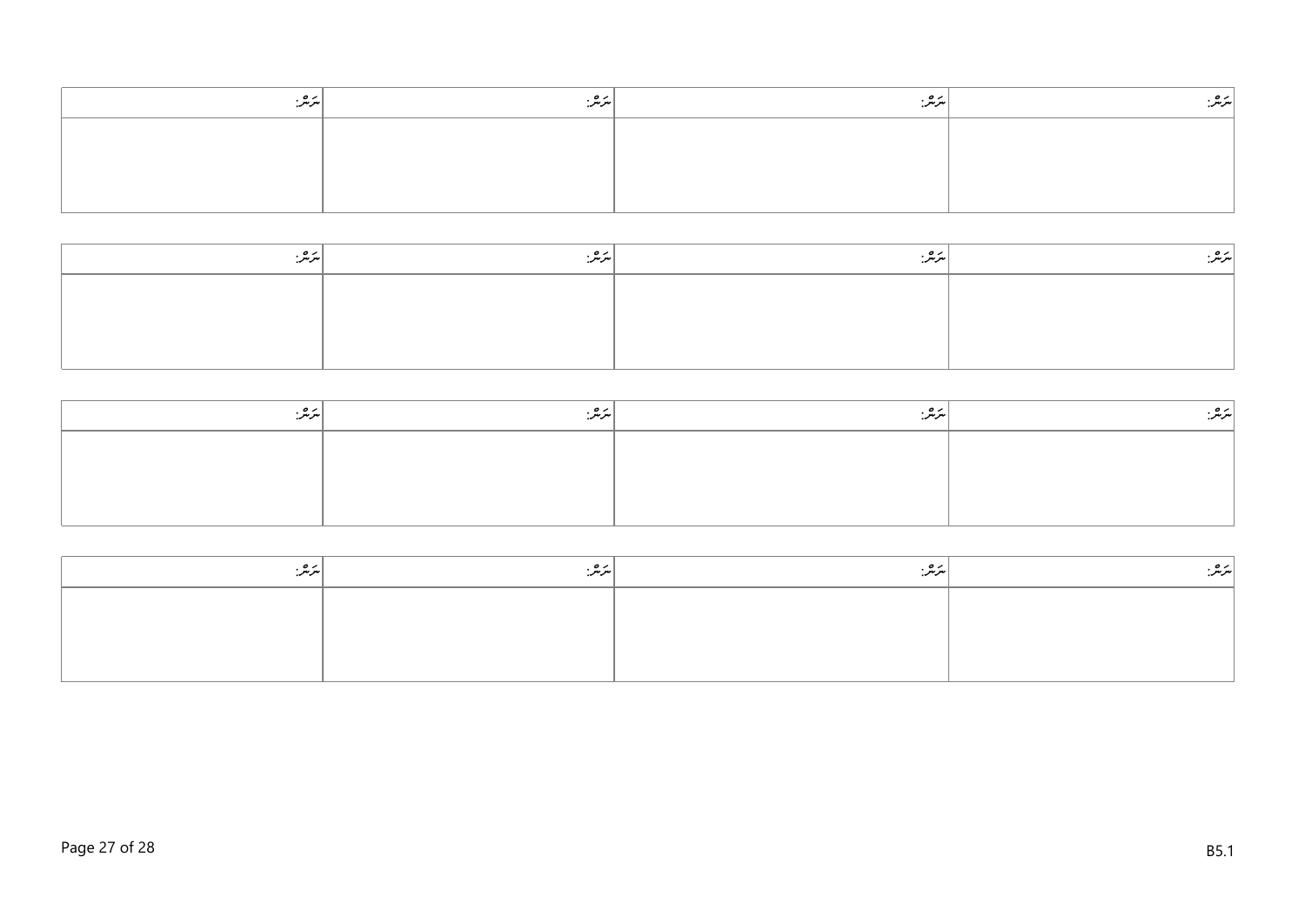| ނަރަޝ: | ނަރަޝ: | ނަރަޝ: | ނަރަޝ: |
| --- | --- | --- | --- |
| | | | |

| ނަރަޝ: | ނަރަޝ: | ނަރަޝ: | ނަރަޝ: |
| --- | --- | --- | --- |
| | | | |

| ނަރަޝ: | ނަރަޝ: | ނަރަޝ: | ނަރަޝ: |
| --- | --- | --- | --- |
| | | | |

| ނަރަޝ: | ނަރަޝ: | ނަރަޝ: | ނަރަޝ: |
| --- | --- | --- | --- |
| | | | |

B5.1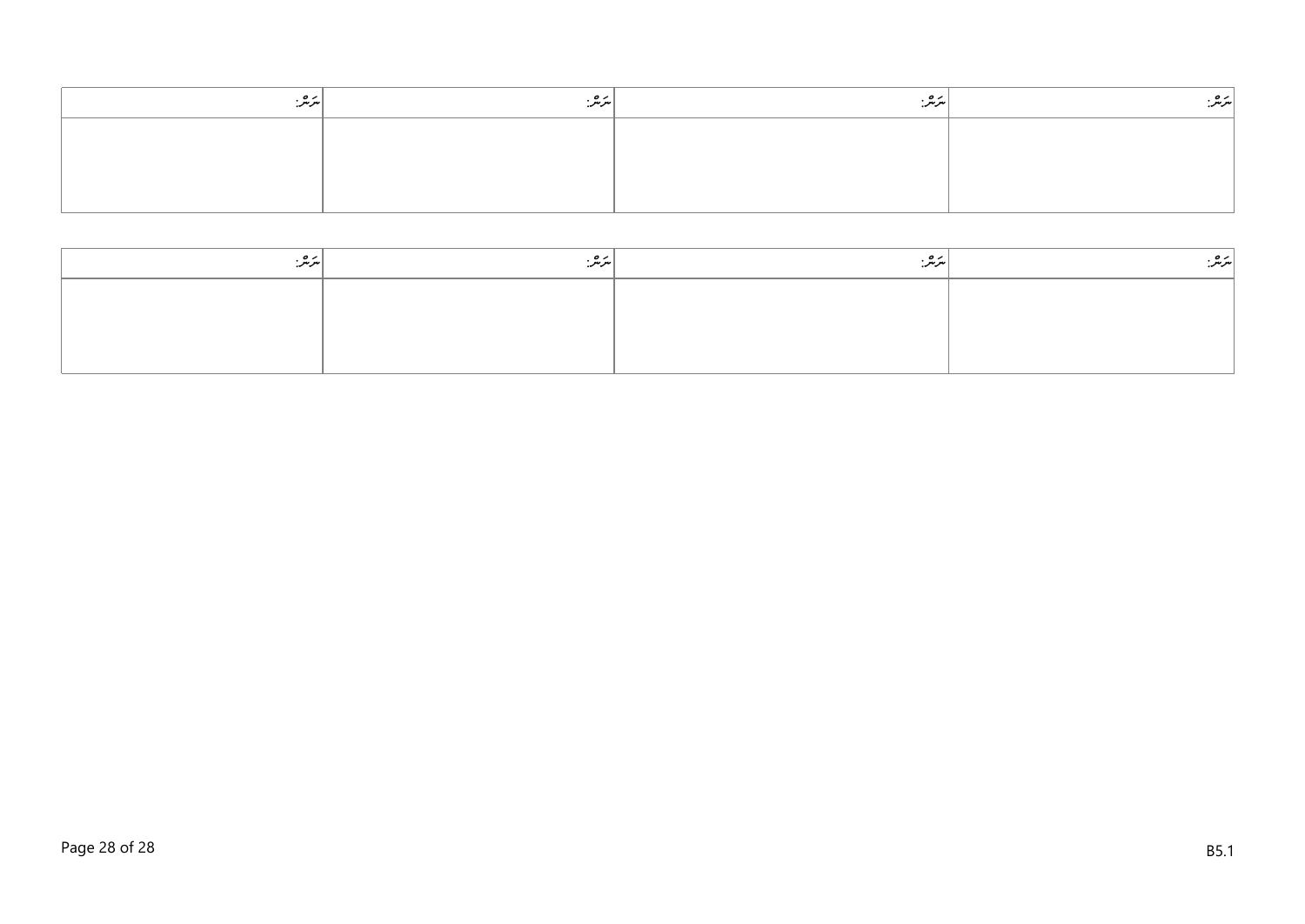| ނަރުދ: | ނަރުދ: | ނަރުދ: | ނަރުދ: |
| --- | --- | --- | --- |
| | | | |

| ނަރުދ: | ނަރުދ: | ނަރުދ: | ނަރުދ: |
| --- | --- | --- | --- |
| | | | |